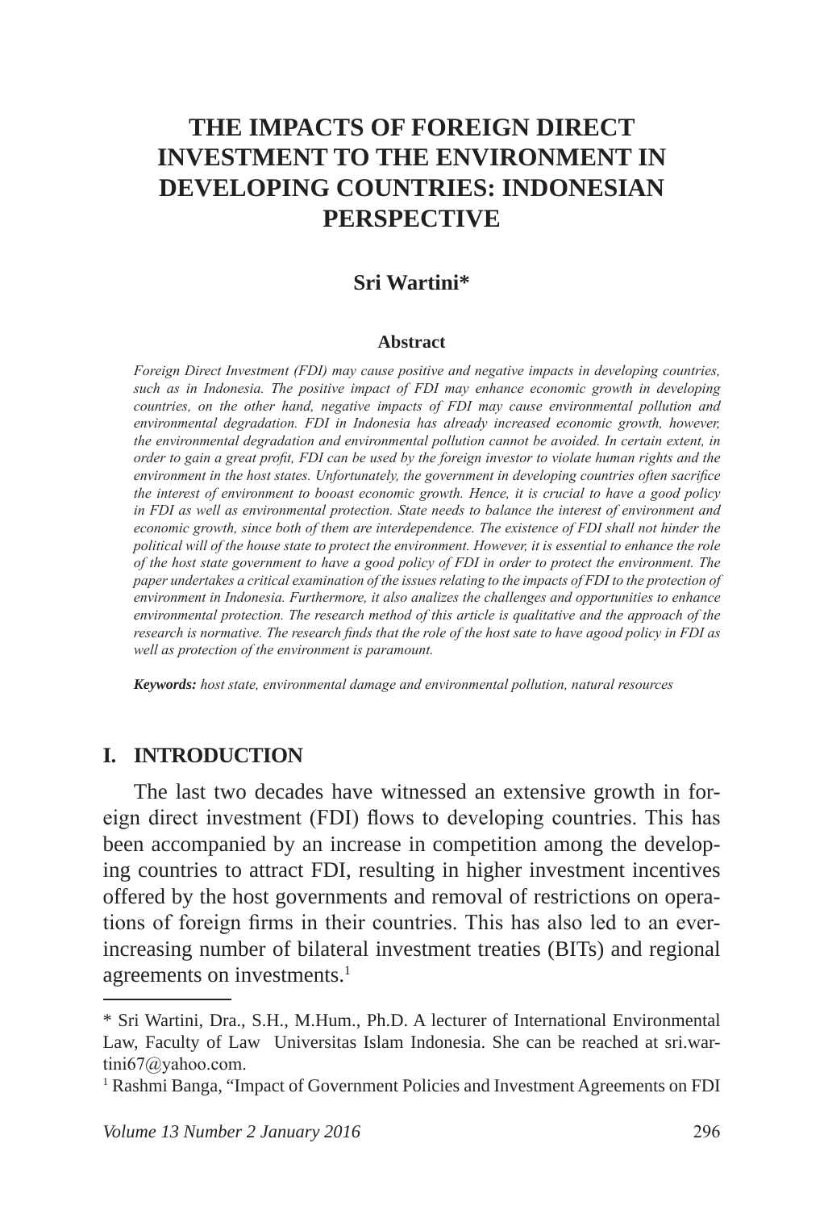# THE IMPACTS OF FOREIGN DIRECT INVESTMENT TO THE ENVIRONMENT IN DEVELOPING COUNTRIES: INDONESIAN PERSPECTIVE

**Sri Wartini***

**Abstract**

*Foreign Direct Investment (FDI) may cause positive and negative impacts in developing countries, such as in Indonesia. The positive impact of FDI may enhance economic growth in developing countries, on the other hand, negative impacts of FDI may cause environmental pollution and environmental degradation. FDI in Indonesia has already increased economic growth, however, the environmental degradation and environmental pollution cannot be avoided. In certain extent, in order to gain a great profit, FDI can be used by the foreign investor to violate human rights and the environment in the host states. Unfortunately, the government in developing countries often sacrifice the interest of environment to booast economic growth. Hence, it is crucial to have a good policy in FDI as well as environmental protection. State needs to balance the interest of environment and economic growth, since both of them are interdependence. The existence of FDI shall not hinder the political will of the house state to protect the environment. However, it is essential to enhance the role of the host state government to have a good policy of FDI in order to protect the environment. The paper undertakes a critical examination of the issues relating to the impacts of FDI to the protection of environment in Indonesia. Furthermore, it also analizes the challenges and opportunities to enhance environmental protection. The research method of this article is qualitative and the approach of the research is normative. The research finds that the role of the host sate to have agood policy in FDI as well as protection of the environment is paramount.*

***Keywords:*** *host state, environmental damage and environmental pollution, natural resources*

## I. INTRODUCTION

The last two decades have witnessed an extensive growth in foreign direct investment (FDI) flows to developing countries. This has been accompanied by an increase in competition among the developing countries to attract FDI, resulting in higher investment incentives offered by the host governments and removal of restrictions on operations of foreign firms in their countries. This has also led to an ever-increasing number of bilateral investment treaties (BITs) and regional agreements on investments.[1]

---

\* Sri Wartini, Dra., S.H., M.Hum., Ph.D. A lecturer of International Environmental Law, Faculty of Law Universitas Islam Indonesia. She can be reached at sri.wartini67@yahoo.com.

[1] Rashmi Banga, "Impact of Government Policies and Investment Agreements on FDI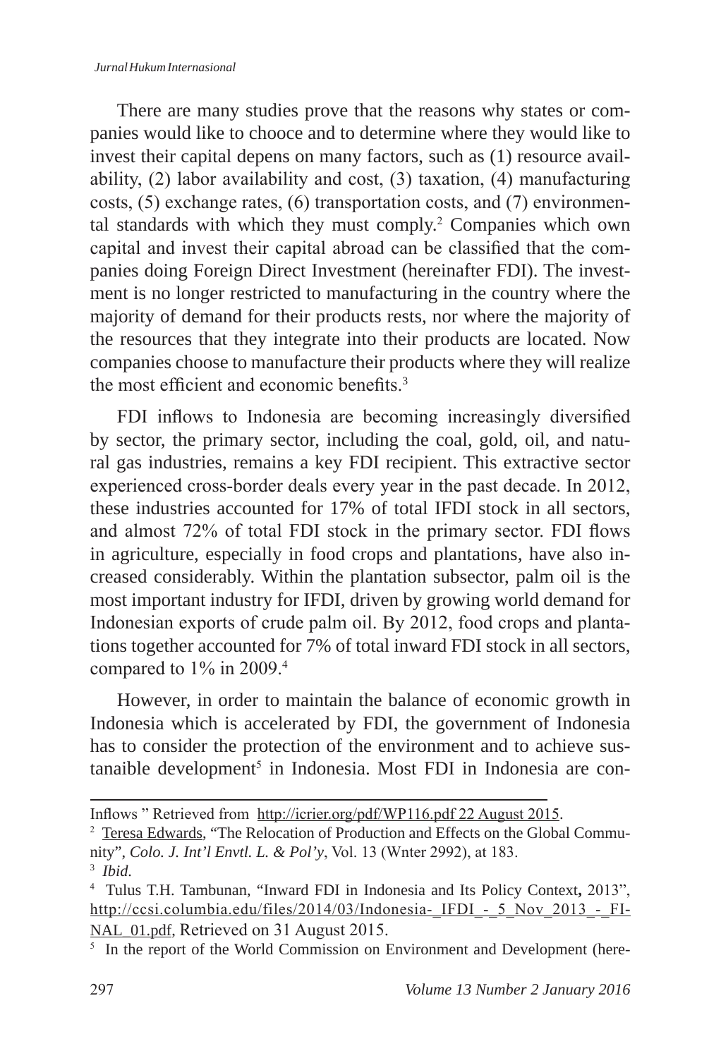There are many studies prove that the reasons why states or companies would like to chooce and to determine where they would like to invest their capital depens on many factors, such as (1) resource availability, (2) labor availability and cost, (3) taxation, (4) manufacturing costs, (5) exchange rates, (6) transportation costs, and (7) environmental standards with which they must comply.[2] Companies which own capital and invest their capital abroad can be classified that the companies doing Foreign Direct Investment (hereinafter FDI). The investment is no longer restricted to manufacturing in the country where the majority of demand for their products rests, nor where the majority of the resources that they integrate into their products are located. Now companies choose to manufacture their products where they will realize the most efficient and economic benefits.[3]

FDI inflows to Indonesia are becoming increasingly diversified by sector, the primary sector, including the coal, gold, oil, and natural gas industries, remains a key FDI recipient. This extractive sector experienced cross-border deals every year in the past decade. In 2012, these industries accounted for 17% of total IFDI stock in all sectors, and almost 72% of total FDI stock in the primary sector. FDI flows in agriculture, especially in food crops and plantations, have also increased considerably. Within the plantation subsector, palm oil is the most important industry for IFDI, driven by growing world demand for Indonesian exports of crude palm oil. By 2012, food crops and plantations together accounted for 7% of total inward FDI stock in all sectors, compared to 1% in 2009.[4]

However, in order to maintain the balance of economic growth in Indonesia which is accelerated by FDI, the government of Indonesia has to consider the protection of the environment and to achieve sustanaible development[5] in Indonesia. Most FDI in Indonesia are con-

---

Inflows " Retrieved from http://icrier.org/pdf/WP116.pdf 22 August 2015.

[2] Teresa Edwards, "The Relocation of Production and Effects on the Global Community", *Colo. J. Int'l Envtl. L. & Pol'y*, Vol. 13 (Wnter 2992), at 183.

[3] *Ibid*.

[4] Tulus T.H. Tambunan, "Inward FDI in Indonesia and Its Policy Context, 2013", http://ccsi.columbia.edu/files/2014/03/Indonesia-_IFDI_-_5_Nov_2013_-_FINAL_01.pdf, Retrieved on 31 August 2015.

[5] In the report of the World Commission on Environment and Development (here-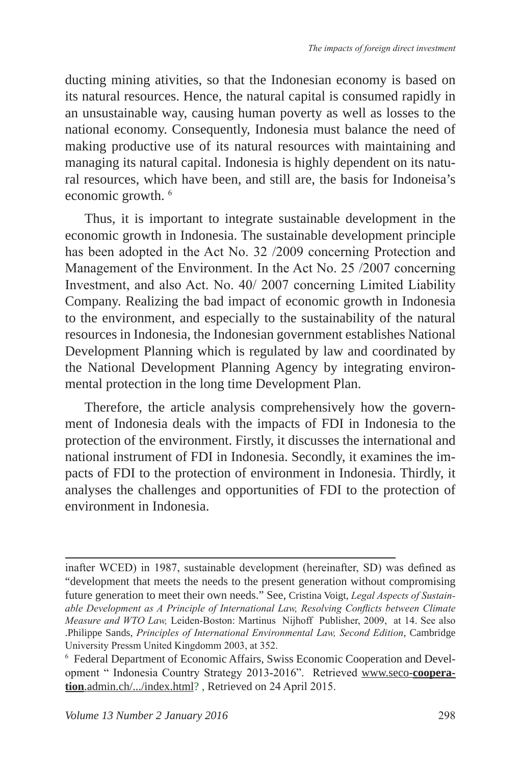ducting mining ativities, so that the Indonesian economy is based on its natural resources. Hence, the natural capital is consumed rapidly in an unsustainable way, causing human poverty as well as losses to the national economy. Consequently, Indonesia must balance the need of making productive use of its natural resources with maintaining and managing its natural capital. Indonesia is highly dependent on its natural resources, which have been, and still are, the basis for Indoneisa's economic growth. [6]

Thus, it is important to integrate sustainable development in the economic growth in Indonesia. The sustainable development principle has been adopted in the Act No. 32 /2009 concerning Protection and Management of the Environment. In the Act No. 25 /2007 concerning Investment, and also Act. No. 40/ 2007 concerning Limited Liability Company. Realizing the bad impact of economic growth in Indonesia to the environment, and especially to the sustainability of the natural resources in Indonesia, the Indonesian government establishes National Development Planning which is regulated by law and coordinated by the National Development Planning Agency by integrating environmental protection in the long time Development Plan.

Therefore, the article analysis comprehensively how the government of Indonesia deals with the impacts of FDI in Indonesia to the protection of the environment. Firstly, it discusses the international and national instrument of FDI in Indonesia. Secondly, it examines the impacts of FDI to the protection of environment in Indonesia. Thirdly, it analyses the challenges and opportunities of FDI to the protection of environment in Indonesia.

---

inafter WCED) in 1987, sustainable development (hereinafter, SD) was defined as "development that meets the needs to the present generation without compromising future generation to meet their own needs." See, Cristina Voigt, *Legal Aspects of Sustainable Development as A Principle of International Law, Resolving Conflicts between Climate Measure and WTO Law,* Leiden-Boston: Martinus Nijhoff Publisher, 2009, at 14. See also .Philippe Sands, *Principles of International Environmental Law, Second Edition*, Cambridge University Pressm United Kingdomm 2003, at 352.

[6] Federal Department of Economic Affairs, Swiss Economic Cooperation and Development " Indonesia Country Strategy 2013-2016". Retrieved www.seco-**cooperation**.admin.ch/.../index.html? , Retrieved on 24 April 2015.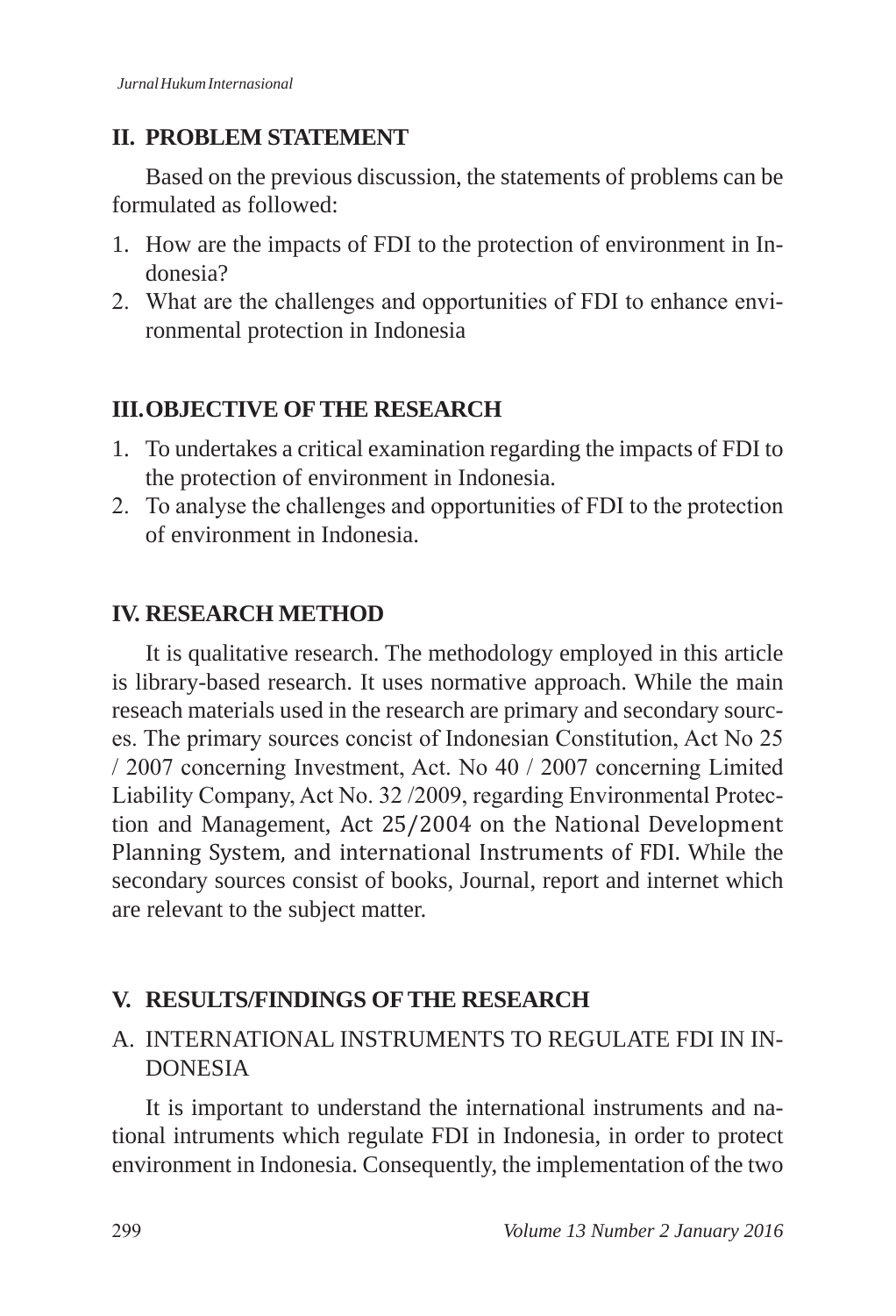## II. PROBLEM STATEMENT

Based on the previous discussion, the statements of problems can be formulated as followed:

1. How are the impacts of FDI to the protection of environment in Indonesia?
2. What are the challenges and opportunities of FDI to enhance environmental protection in Indonesia

## III. OBJECTIVE OF THE RESEARCH

1. To undertakes a critical examination regarding the impacts of FDI to the protection of environment in Indonesia.
2. To analyse the challenges and opportunities of FDI to the protection of environment in Indonesia.

## IV. RESEARCH METHOD

It is qualitative research. The methodology employed in this article is library-based research. It uses normative approach. While the main reseach materials used in the research are primary and secondary sources. The primary sources concist of Indonesian Constitution, Act No 25 / 2007 concerning Investment, Act. No 40 / 2007 concerning Limited Liability Company, Act No. 32 /2009, regarding Environmental Protection and Management, Act 25/2004 on the National Development Planning System, and international Instruments of FDI. While the secondary sources consist of books, Journal, report and internet which are relevant to the subject matter.

## V. RESULTS/FINDINGS OF THE RESEARCH

### A. INTERNATIONAL INSTRUMENTS TO REGULATE FDI IN INDONESIA

It is important to understand the international instruments and national intruments which regulate FDI in Indonesia, in order to protect environment in Indonesia. Consequently, the implementation of the two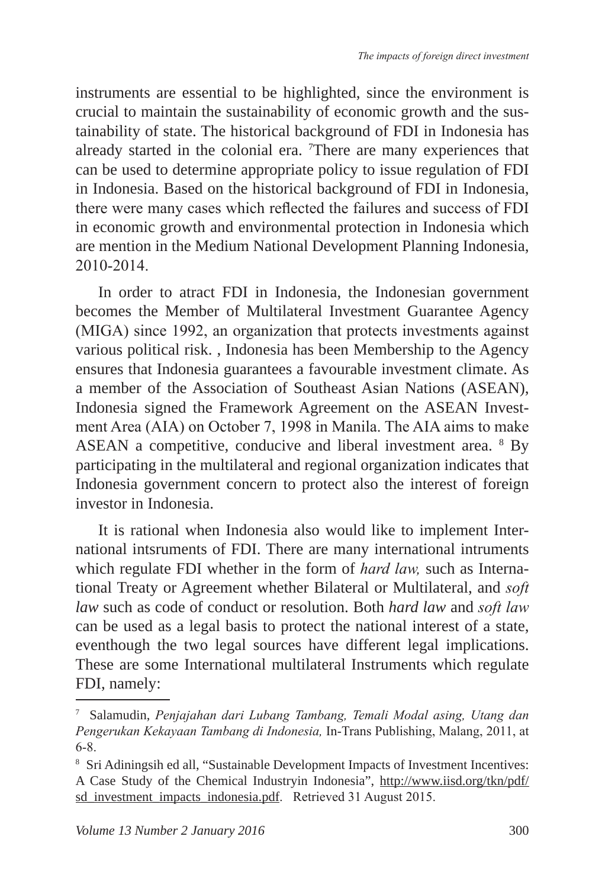instruments are essential to be highlighted, since the environment is crucial to maintain the sustainability of economic growth and the sustainability of state. The historical background of FDI in Indonesia has already started in the colonial era. [7]There are many experiences that can be used to determine appropriate policy to issue regulation of FDI in Indonesia. Based on the historical background of FDI in Indonesia, there were many cases which reflected the failures and success of FDI in economic growth and environmental protection in Indonesia which are mention in the Medium National Development Planning Indonesia, 2010-2014.

In order to atract FDI in Indonesia, the Indonesian government becomes the Member of Multilateral Investment Guarantee Agency (MIGA) since 1992, an organization that protects investments against various political risk. , Indonesia has been Membership to the Agency ensures that Indonesia guarantees a favourable investment climate. As a member of the Association of Southeast Asian Nations (ASEAN), Indonesia signed the Framework Agreement on the ASEAN Investment Area (AIA) on October 7, 1998 in Manila. The AIA aims to make ASEAN a competitive, conducive and liberal investment area. [8] By participating in the multilateral and regional organization indicates that Indonesia government concern to protect also the interest of foreign investor in Indonesia.

It is rational when Indonesia also would like to implement International intsruments of FDI. There are many international intruments which regulate FDI whether in the form of *hard law,* such as International Treaty or Agreement whether Bilateral or Multilateral, and *soft law* such as code of conduct or resolution. Both *hard law* and *soft law* can be used as a legal basis to protect the national interest of a state, eventhough the two legal sources have different legal implications. These are some International multilateral Instruments which regulate FDI, namely:

---

[7] Salamudin, *Penjajahan dari Lubang Tambang, Temali Modal asing, Utang dan Pengerukan Kekayaan Tambang di Indonesia,* In-Trans Publishing, Malang, 2011, at 6-8.

[8] Sri Adiningsih ed all, "Sustainable Development Impacts of Investment Incentives: A Case Study of the Chemical Industryin Indonesia", http://www.iisd.org/tkn/pdf/sd_investment_impacts_indonesia.pdf. Retrieved 31 August 2015.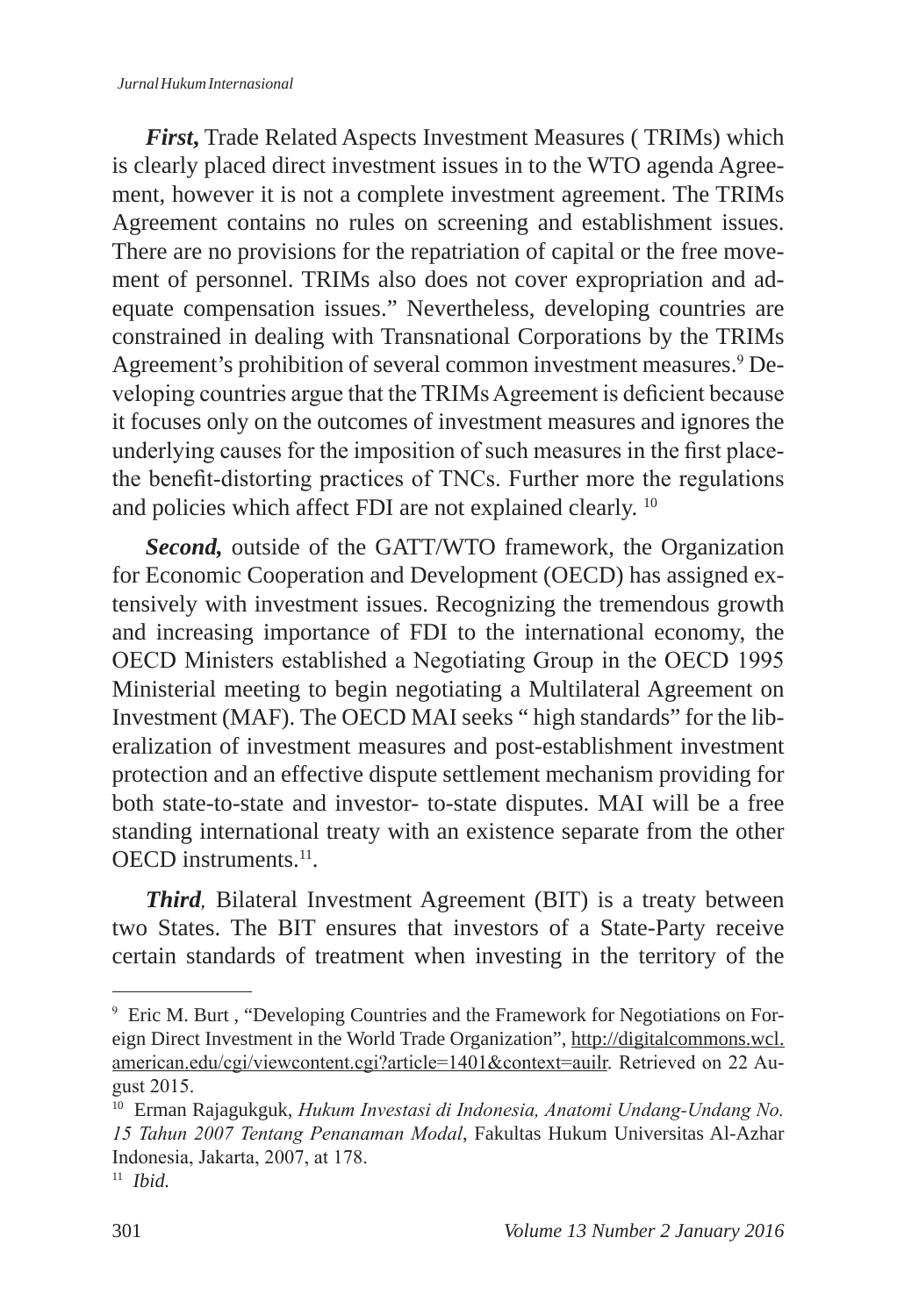***First,*** Trade Related Aspects Investment Measures ( TRIMs) which is clearly placed direct investment issues in to the WTO agenda Agreement, however it is not a complete investment agreement. The TRIMs Agreement contains no rules on screening and establishment issues. There are no provisions for the repatriation of capital or the free movement of personnel. TRIMs also does not cover expropriation and adequate compensation issues." Nevertheless, developing countries are constrained in dealing with Transnational Corporations by the TRIMs Agreement's prohibition of several common investment measures.[9] Developing countries argue that the TRIMs Agreement is deficient because it focuses only on the outcomes of investment measures and ignores the underlying causes for the imposition of such measures in the first place-the benefit-distorting practices of TNCs. Further more the regulations and policies which affect FDI are not explained clearly. [10]

***Second,*** outside of the GATT/WTO framework, the Organization for Economic Cooperation and Development (OECD) has assigned extensively with investment issues. Recognizing the tremendous growth and increasing importance of FDI to the international economy, the OECD Ministers established a Negotiating Group in the OECD 1995 Ministerial meeting to begin negotiating a Multilateral Agreement on Investment (MAF). The OECD MAI seeks " high standards" for the liberalization of investment measures and post-establishment investment protection and an effective dispute settlement mechanism providing for both state-to-state and investor- to-state disputes. MAI will be a free standing international treaty with an existence separate from the other OECD instruments.[11].

***Third,*** Bilateral Investment Agreement (BIT) is a treaty between two States. The BIT ensures that investors of a State-Party receive certain standards of treatment when investing in the territory of the

---

[9] Eric M. Burt , "Developing Countries and the Framework for Negotiations on Foreign Direct Investment in the World Trade Organization", http://digitalcommons.wcl.american.edu/cgi/viewcontent.cgi?article=1401&context=auilr. Retrieved on 22 August 2015.

[10] Erman Rajagukguk, *Hukum Investasi di Indonesia, Anatomi Undang-Undang No. 15 Tahun 2007 Tentang Penanaman Modal*, Fakultas Hukum Universitas Al-Azhar Indonesia, Jakarta, 2007, at 178.

[11] *Ibid.*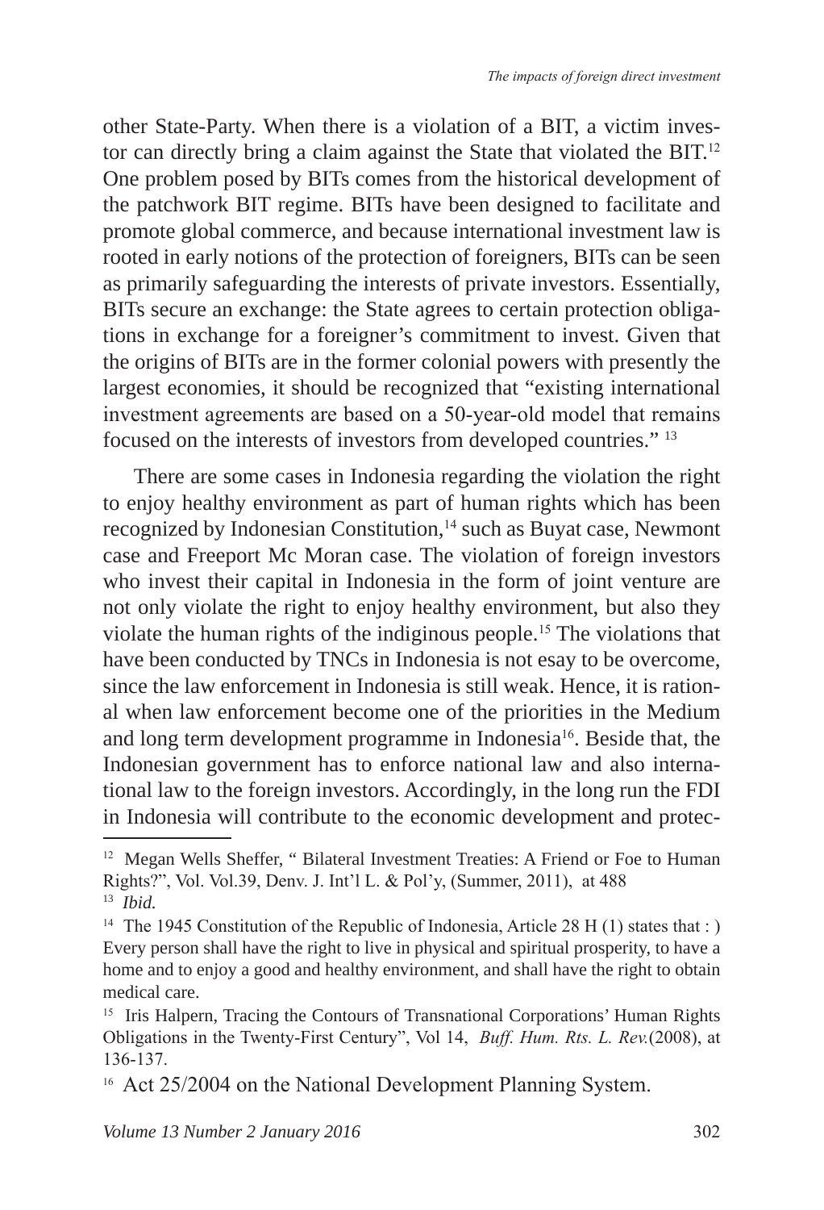other State-Party. When there is a violation of a BIT, a victim investor can directly bring a claim against the State that violated the BIT.[12] One problem posed by BITs comes from the historical development of the patchwork BIT regime. BITs have been designed to facilitate and promote global commerce, and because international investment law is rooted in early notions of the protection of foreigners, BITs can be seen as primarily safeguarding the interests of private investors. Essentially, BITs secure an exchange: the State agrees to certain protection obligations in exchange for a foreigner's commitment to invest. Given that the origins of BITs are in the former colonial powers with presently the largest economies, it should be recognized that "existing international investment agreements are based on a 50-year-old model that remains focused on the interests of investors from developed countries." [13]

There are some cases in Indonesia regarding the violation the right to enjoy healthy environment as part of human rights which has been recognized by Indonesian Constitution,[14] such as Buyat case, Newmont case and Freeport Mc Moran case. The violation of foreign investors who invest their capital in Indonesia in the form of joint venture are not only violate the right to enjoy healthy environment, but also they violate the human rights of the indiginous people.[15] The violations that have been conducted by TNCs in Indonesia is not esay to be overcome, since the law enforcement in Indonesia is still weak. Hence, it is rational when law enforcement become one of the priorities in the Medium and long term development programme in Indonesia[16]. Beside that, the Indonesian government has to enforce national law and also international law to the foreign investors. Accordingly, in the long run the FDI in Indonesia will contribute to the economic development and protec-

---

[12] Megan Wells Sheffer, " Bilateral Investment Treaties: A Friend or Foe to Human Rights?", Vol. Vol.39, Denv. J. Int'l L. & Pol'y, (Summer, 2011), at 488

[13] *Ibid.*

[14] The 1945 Constitution of the Republic of Indonesia, Article 28 H (1) states that : ) Every person shall have the right to live in physical and spiritual prosperity, to have a home and to enjoy a good and healthy environment, and shall have the right to obtain medical care.

[15] Iris Halpern, Tracing the Contours of Transnational Corporations' Human Rights Obligations in the Twenty-First Century", Vol 14, *Buff. Hum. Rts. L. Rev.*(2008), at 136-137.

[16] Act 25/2004 on the National Development Planning System.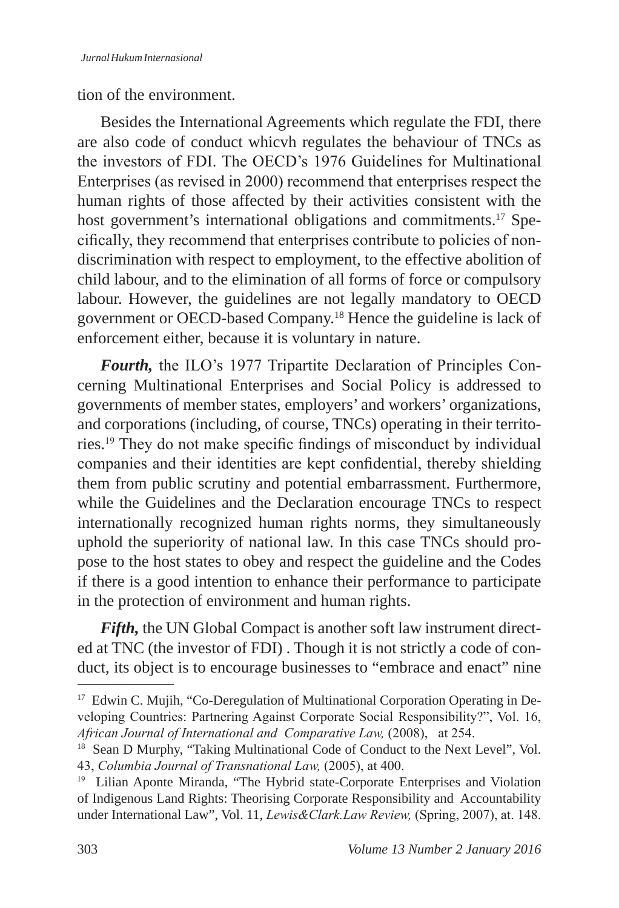tion of the environment.

Besides the International Agreements which regulate the FDI, there are also code of conduct whicvh regulates the behaviour of TNCs as the investors of FDI. The OECD's 1976 Guidelines for Multinational Enterprises (as revised in 2000) recommend that enterprises respect the human rights of those affected by their activities consistent with the host government's international obligations and commitments.[17] Specifically, they recommend that enterprises contribute to policies of non-discrimination with respect to employment, to the effective abolition of child labour, and to the elimination of all forms of force or compulsory labour. However, the guidelines are not legally mandatory to OECD government or OECD-based Company.[18] Hence the guideline is lack of enforcement either, because it is voluntary in nature.

***Fourth,*** the ILO's 1977 Tripartite Declaration of Principles Concerning Multinational Enterprises and Social Policy is addressed to governments of member states, employers' and workers' organizations, and corporations (including, of course, TNCs) operating in their territories.[19] They do not make specific findings of misconduct by individual companies and their identities are kept confidential, thereby shielding them from public scrutiny and potential embarrassment. Furthermore, while the Guidelines and the Declaration encourage TNCs to respect internationally recognized human rights norms, they simultaneously uphold the superiority of national law. In this case TNCs should propose to the host states to obey and respect the guideline and the Codes if there is a good intention to enhance their performance to participate in the protection of environment and human rights.

***Fifth,*** the UN Global Compact is another soft law instrument directed at TNC (the investor of FDI) . Though it is not strictly a code of conduct, its object is to encourage businesses to "embrace and enact" nine

---

[17] Edwin C. Mujih, "Co-Deregulation of Multinational Corporation Operating in Developing Countries: Partnering Against Corporate Social Responsibility?", Vol. 16, *African Journal of International and Comparative Law,* (2008), at 254.

[18] Sean D Murphy, "Taking Multinational Code of Conduct to the Next Level", Vol. 43, *Columbia Journal of Transnational Law,* (2005), at 400.

[19] Lilian Aponte Miranda, "The Hybrid state-Corporate Enterprises and Violation of Indigenous Land Rights: Theorising Corporate Responsibility and Accountability under International Law", Vol. 11, *Lewis&Clark.Law Review,* (Spring, 2007), at. 148.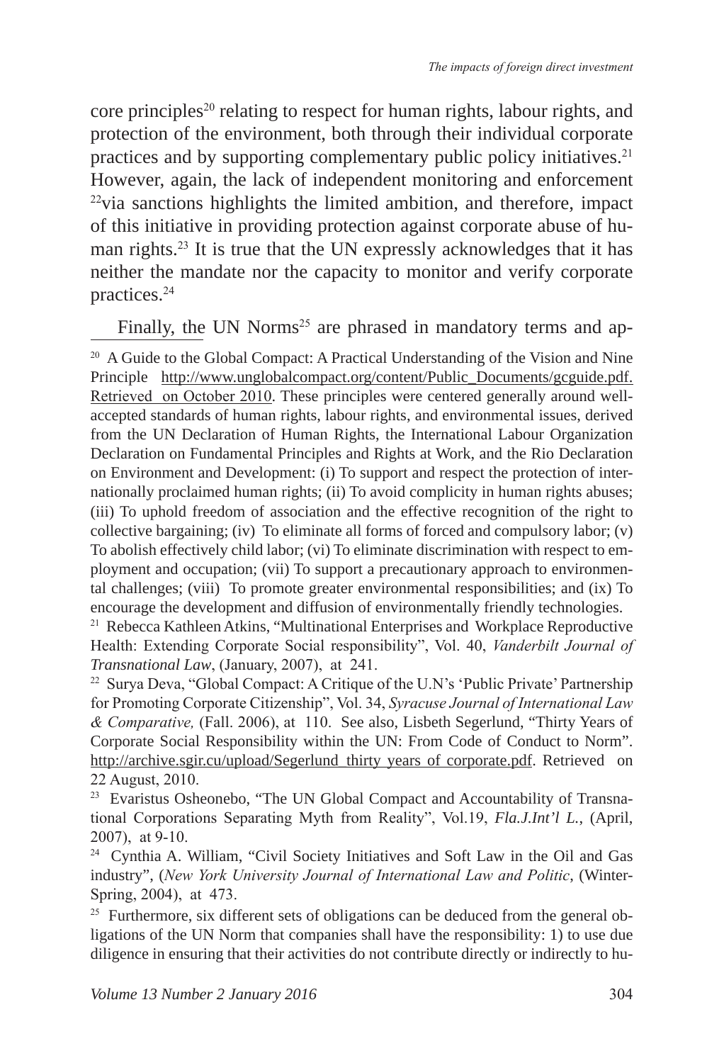core principles[20] relating to respect for human rights, labour rights, and protection of the environment, both through their individual corporate practices and by supporting complementary public policy initiatives.[21] However, again, the lack of independent monitoring and enforcement [22]via sanctions highlights the limited ambition, and therefore, impact of this initiative in providing protection against corporate abuse of human rights.[23] It is true that the UN expressly acknowledges that it has neither the mandate nor the capacity to monitor and verify corporate practices.[24]

Finally, the UN Norms[25] are phrased in mandatory terms and ap-

---

[20] A Guide to the Global Compact: A Practical Understanding of the Vision and Nine Principle http://www.unglobalcompact.org/content/Public_Documents/gcguide.pdf. Retrieved on October 2010. These principles were centered generally around well-accepted standards of human rights, labour rights, and environmental issues, derived from the UN Declaration of Human Rights, the International Labour Organization Declaration on Fundamental Principles and Rights at Work, and the Rio Declaration on Environment and Development: (i) To support and respect the protection of internationally proclaimed human rights; (ii) To avoid complicity in human rights abuses; (iii) To uphold freedom of association and the effective recognition of the right to collective bargaining; (iv) To eliminate all forms of forced and compulsory labor; (v) To abolish effectively child labor; (vi) To eliminate discrimination with respect to employment and occupation; (vii) To support a precautionary approach to environmental challenges; (viii) To promote greater environmental responsibilities; and (ix) To encourage the development and diffusion of environmentally friendly technologies.

[21] Rebecca Kathleen Atkins, "Multinational Enterprises and Workplace Reproductive Health: Extending Corporate Social responsibility", Vol. 40, *Vanderbilt Journal of Transnational Law*, (January, 2007), at 241.

[22] Surya Deva, "Global Compact: A Critique of the U.N's 'Public Private' Partnership for Promoting Corporate Citizenship", Vol. 34, *Syracuse Journal of International Law & Comparative,* (Fall. 2006), at 110. See also, Lisbeth Segerlund, "Thirty Years of Corporate Social Responsibility within the UN: From Code of Conduct to Norm". http://archive.sgir.cu/upload/Segerlund thirty years of corporate.pdf. Retrieved on 22 August, 2010.

[23] Evaristus Osheonebo, "The UN Global Compact and Accountability of Transnational Corporations Separating Myth from Reality", Vol.19, *Fla.J.Int'l L.*, (April, 2007), at 9-10.

[24] Cynthia A. William, "Civil Society Initiatives and Soft Law in the Oil and Gas industry", (*New York University Journal of International Law and Politic*, (Winter-Spring, 2004), at 473.

[25] Furthermore, six different sets of obligations can be deduced from the general obligations of the UN Norm that companies shall have the responsibility: 1) to use due diligence in ensuring that their activities do not contribute directly or indirectly to hu-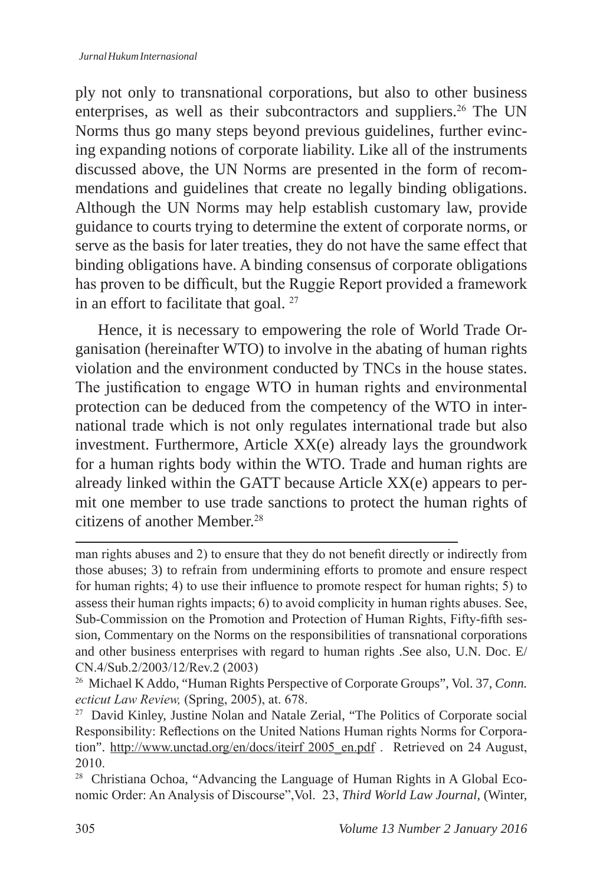ply not only to transnational corporations, but also to other business enterprises, as well as their subcontractors and suppliers.[26] The UN Norms thus go many steps beyond previous guidelines, further evincing expanding notions of corporate liability. Like all of the instruments discussed above, the UN Norms are presented in the form of recommendations and guidelines that create no legally binding obligations. Although the UN Norms may help establish customary law, provide guidance to courts trying to determine the extent of corporate norms, or serve as the basis for later treaties, they do not have the same effect that binding obligations have. A binding consensus of corporate obligations has proven to be difficult, but the Ruggie Report provided a framework in an effort to facilitate that goal. [27]

Hence, it is necessary to empowering the role of World Trade Organisation (hereinafter WTO) to involve in the abating of human rights violation and the environment conducted by TNCs in the house states. The justification to engage WTO in human rights and environmental protection can be deduced from the competency of the WTO in international trade which is not only regulates international trade but also investment. Furthermore, Article XX(e) already lays the groundwork for a human rights body within the WTO. Trade and human rights are already linked within the GATT because Article XX(e) appears to permit one member to use trade sanctions to protect the human rights of citizens of another Member.[28]

---

man rights abuses and 2) to ensure that they do not benefit directly or indirectly from those abuses; 3) to refrain from undermining efforts to promote and ensure respect for human rights; 4) to use their influence to promote respect for human rights; 5) to assess their human rights impacts; 6) to avoid complicity in human rights abuses. See, Sub-Commission on the Promotion and Protection of Human Rights, Fifty-fifth session, Commentary on the Norms on the responsibilities of transnational corporations and other business enterprises with regard to human rights .See also, U.N. Doc. E/CN.4/Sub.2/2003/12/Rev.2 (2003)

[26] Michael K Addo, "Human Rights Perspective of Corporate Groups", Vol. 37, *Connecticut Law Review,* (Spring, 2005), at. 678.

[27] David Kinley, Justine Nolan and Natale Zerial, "The Politics of Corporate social Responsibility: Reflections on the United Nations Human rights Norms for Corporation". http://www.unctad.org/en/docs/iteirf 2005_en.pdf . Retrieved on 24 August, 2010.

[28] Christiana Ochoa, "Advancing the Language of Human Rights in A Global Economic Order: An Analysis of Discourse",Vol. 23, *Third World Law Journal*, (Winter,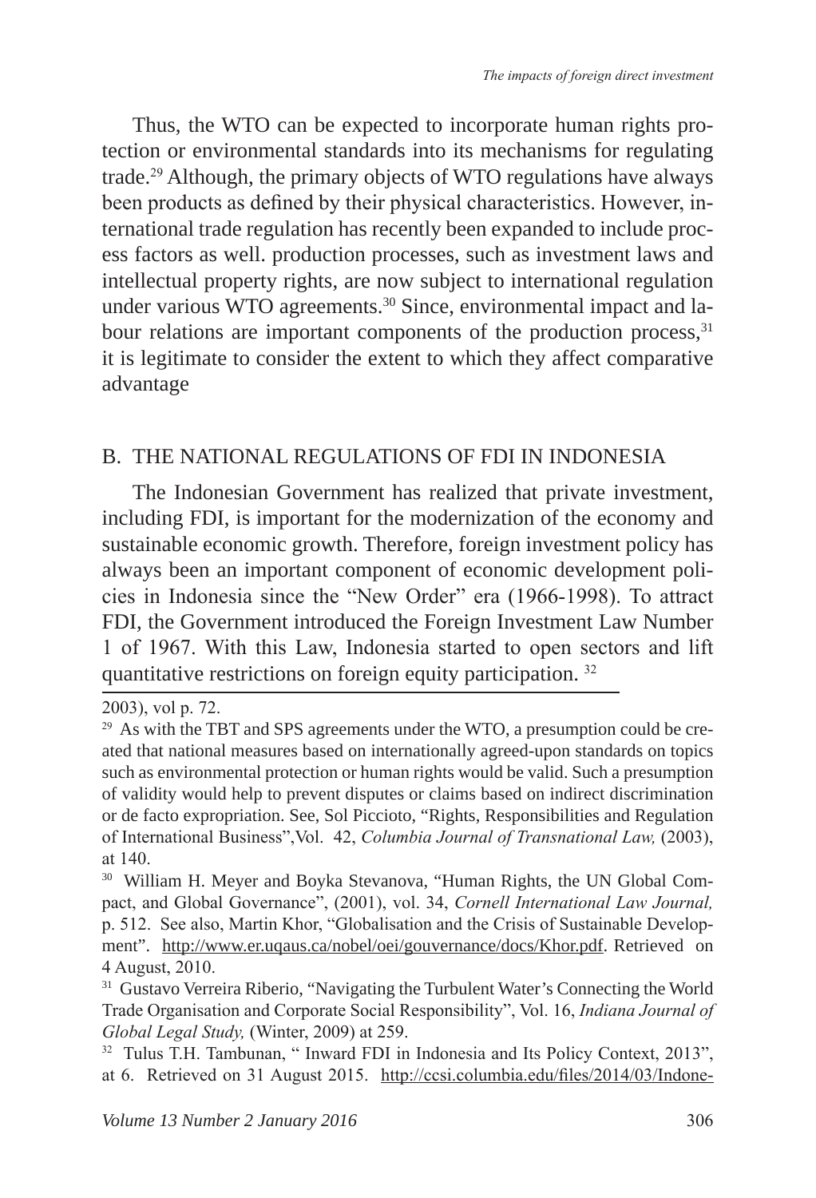Thus, the WTO can be expected to incorporate human rights protection or environmental standards into its mechanisms for regulating trade.[29] Although, the primary objects of WTO regulations have always been products as defined by their physical characteristics. However, international trade regulation has recently been expanded to include process factors as well. production processes, such as investment laws and intellectual property rights, are now subject to international regulation under various WTO agreements.[30] Since, environmental impact and labour relations are important components of the production process,[31] it is legitimate to consider the extent to which they affect comparative advantage

## B. THE NATIONAL REGULATIONS OF FDI IN INDONESIA

The Indonesian Government has realized that private investment, including FDI, is important for the modernization of the economy and sustainable economic growth. Therefore, foreign investment policy has always been an important component of economic development policies in Indonesia since the "New Order" era (1966-1998). To attract FDI, the Government introduced the Foreign Investment Law Number 1 of 1967. With this Law, Indonesia started to open sectors and lift quantitative restrictions on foreign equity participation. [32]

---

2003), vol p. 72.

[29] As with the TBT and SPS agreements under the WTO, a presumption could be created that national measures based on internationally agreed-upon standards on topics such as environmental protection or human rights would be valid. Such a presumption of validity would help to prevent disputes or claims based on indirect discrimination or de facto expropriation. See, Sol Picciotto, "Rights, Responsibilities and Regulation of International Business",Vol. 42, *Columbia Journal of Transnational Law,* (2003), at 140.

[30] William H. Meyer and Boyka Stevanova, "Human Rights, the UN Global Compact, and Global Governance", (2001), vol. 34, *Cornell International Law Journal,* p. 512. See also, Martin Khor, "Globalisation and the Crisis of Sustainable Development". http://www.er.uqaus.ca/nobel/oei/gouvernance/docs/Khor.pdf. Retrieved on 4 August, 2010.

[31] Gustavo Verreira Riberio, "Navigating the Turbulent Water's Connecting the World Trade Organisation and Corporate Social Responsibility", Vol. 16, *Indiana Journal of Global Legal Study,* (Winter, 2009) at 259.

[32] Tulus T.H. Tambunan, " Inward FDI in Indonesia and Its Policy Context, 2013", at 6. Retrieved on 31 August 2015. http://ccsi.columbia.edu/files/2014/03/Indone-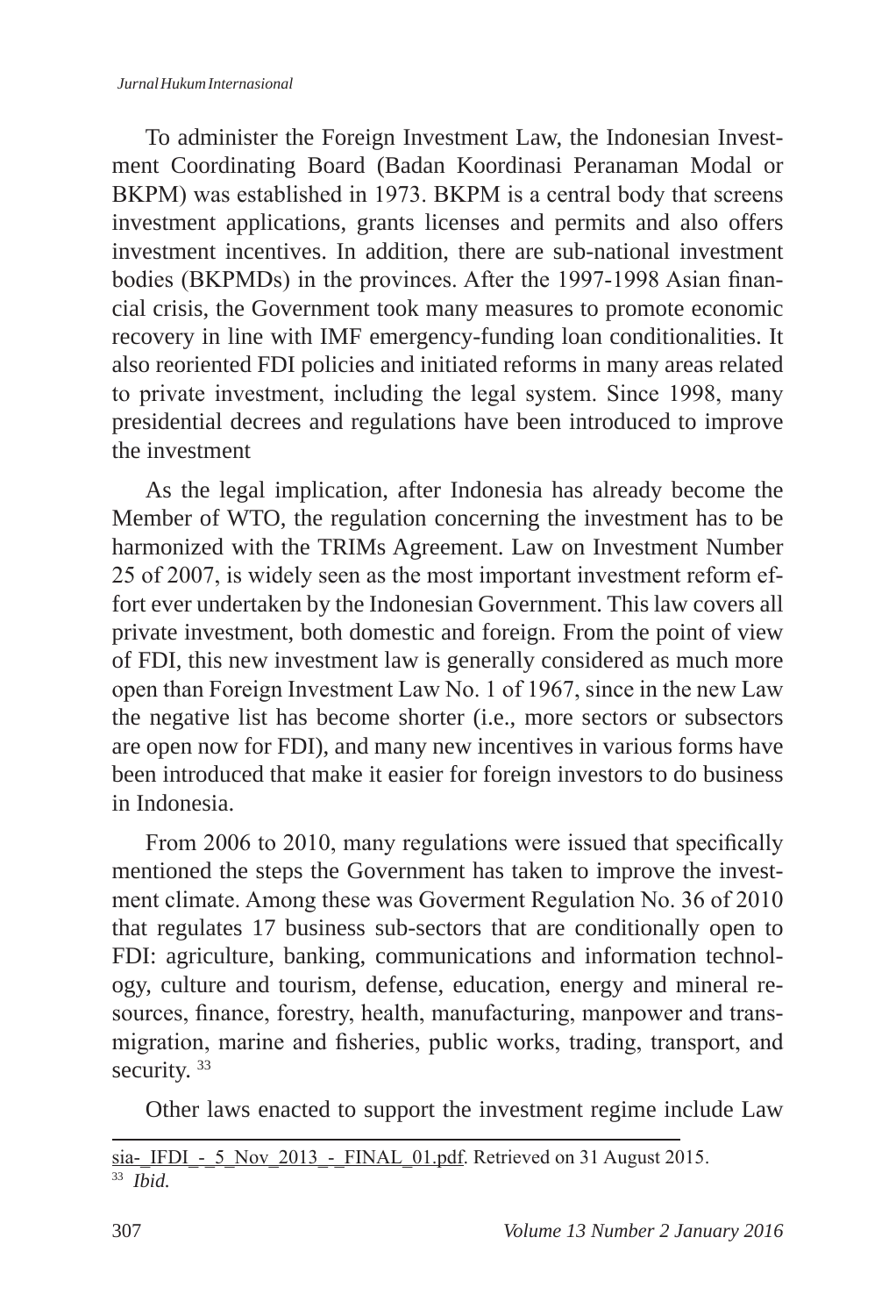To administer the Foreign Investment Law, the Indonesian Investment Coordinating Board (Badan Koordinasi Peranaman Modal or BKPM) was established in 1973. BKPM is a central body that screens investment applications, grants licenses and permits and also offers investment incentives. In addition, there are sub-national investment bodies (BKPMDs) in the provinces. After the 1997-1998 Asian financial crisis, the Government took many measures to promote economic recovery in line with IMF emergency-funding loan conditionalities. It also reoriented FDI policies and initiated reforms in many areas related to private investment, including the legal system. Since 1998, many presidential decrees and regulations have been introduced to improve the investment

As the legal implication, after Indonesia has already become the Member of WTO, the regulation concerning the investment has to be harmonized with the TRIMs Agreement. Law on Investment Number 25 of 2007, is widely seen as the most important investment reform effort ever undertaken by the Indonesian Government. This law covers all private investment, both domestic and foreign. From the point of view of FDI, this new investment law is generally considered as much more open than Foreign Investment Law No. 1 of 1967, since in the new Law the negative list has become shorter (i.e., more sectors or subsectors are open now for FDI), and many new incentives in various forms have been introduced that make it easier for foreign investors to do business in Indonesia.

From 2006 to 2010, many regulations were issued that specifically mentioned the steps the Government has taken to improve the investment climate. Among these was Goverment Regulation No. 36 of 2010 that regulates 17 business sub-sectors that are conditionally open to FDI: agriculture, banking, communications and information technology, culture and tourism, defense, education, energy and mineral resources, finance, forestry, health, manufacturing, manpower and transmigration, marine and fisheries, public works, trading, transport, and security. [33]

Other laws enacted to support the investment regime include Law

---

sia-_IFDI_-_5_Nov_2013_-_FINAL_01.pdf. Retrieved on 31 August 2015.

[33] *Ibid.*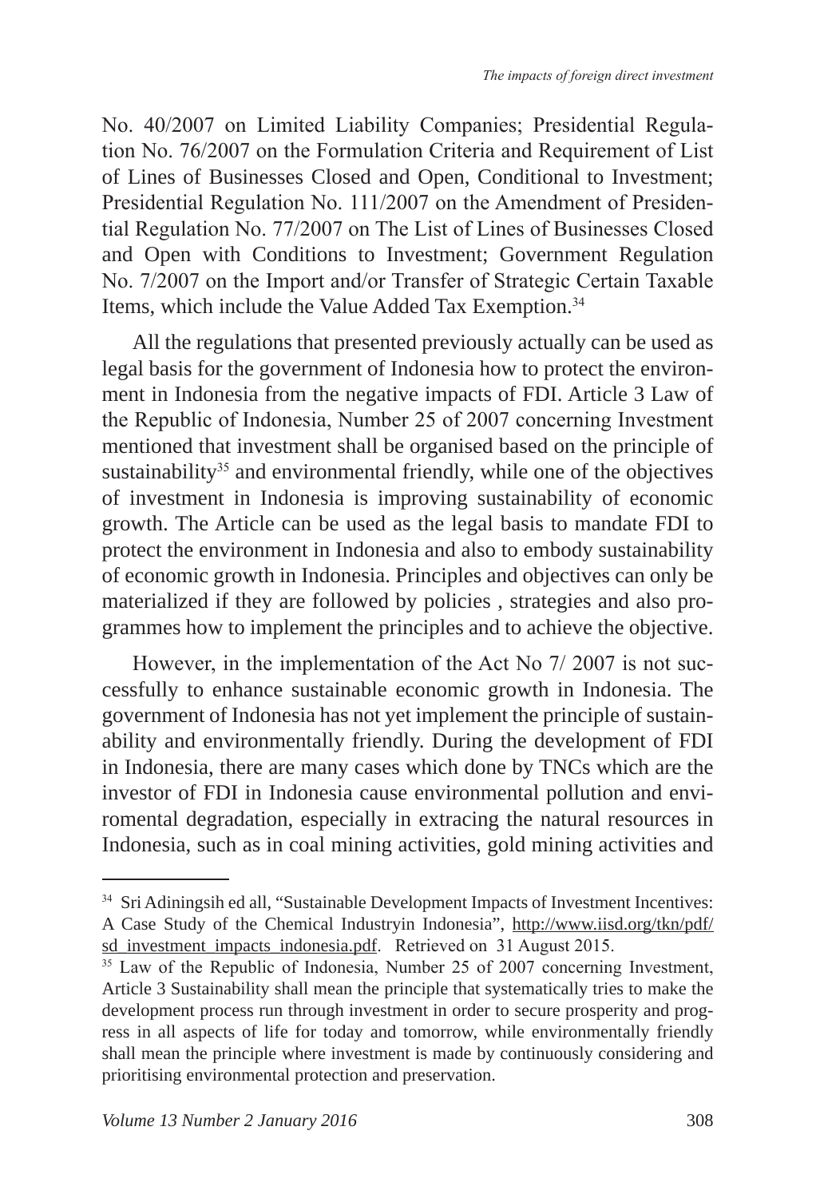No. 40/2007 on Limited Liability Companies; Presidential Regulation No. 76/2007 on the Formulation Criteria and Requirement of List of Lines of Businesses Closed and Open, Conditional to Investment; Presidential Regulation No. 111/2007 on the Amendment of Presidential Regulation No. 77/2007 on The List of Lines of Businesses Closed and Open with Conditions to Investment; Government Regulation No. 7/2007 on the Import and/or Transfer of Strategic Certain Taxable Items, which include the Value Added Tax Exemption.[34]

All the regulations that presented previously actually can be used as legal basis for the government of Indonesia how to protect the environment in Indonesia from the negative impacts of FDI. Article 3 Law of the Republic of Indonesia, Number 25 of 2007 concerning Investment mentioned that investment shall be organised based on the principle of sustainability[35] and environmental friendly, while one of the objectives of investment in Indonesia is improving sustainability of economic growth. The Article can be used as the legal basis to mandate FDI to protect the environment in Indonesia and also to embody sustainability of economic growth in Indonesia. Principles and objectives can only be materialized if they are followed by policies , strategies and also programmes how to implement the principles and to achieve the objective.

However, in the implementation of the Act No 7/ 2007 is not successfully to enhance sustainable economic growth in Indonesia. The government of Indonesia has not yet implement the principle of sustainability and environmentally friendly. During the development of FDI in Indonesia, there are many cases which done by TNCs which are the investor of FDI in Indonesia cause environmental pollution and enviromental degradation, especially in extracing the natural resources in Indonesia, such as in coal mining activities, gold mining activities and

---

[34] Sri Adiningsih ed all, "Sustainable Development Impacts of Investment Incentives: A Case Study of the Chemical Industryin Indonesia", http://www.iisd.org/tkn/pdf/sd_investment_impacts_indonesia.pdf. Retrieved on 31 August 2015.

[35] Law of the Republic of Indonesia, Number 25 of 2007 concerning Investment, Article 3 Sustainability shall mean the principle that systematically tries to make the development process run through investment in order to secure prosperity and progress in all aspects of life for today and tomorrow, while environmentally friendly shall mean the principle where investment is made by continuously considering and prioritising environmental protection and preservation.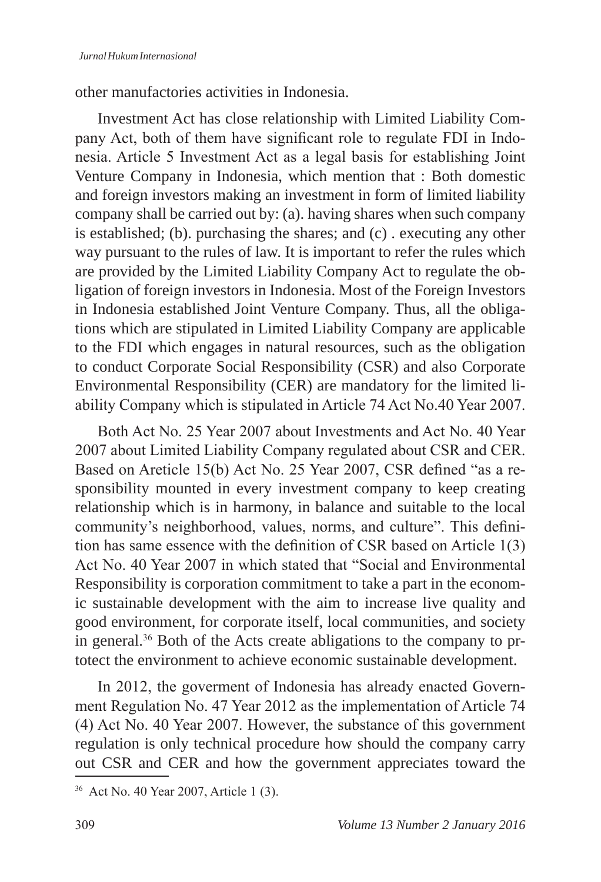other manufactories activities in Indonesia.

Investment Act has close relationship with Limited Liability Company Act, both of them have significant role to regulate FDI in Indonesia. Article 5 Investment Act as a legal basis for establishing Joint Venture Company in Indonesia, which mention that : Both domestic and foreign investors making an investment in form of limited liability company shall be carried out by: (a). having shares when such company is established; (b). purchasing the shares; and (c) . executing any other way pursuant to the rules of law. It is important to refer the rules which are provided by the Limited Liability Company Act to regulate the obligation of foreign investors in Indonesia. Most of the Foreign Investors in Indonesia established Joint Venture Company. Thus, all the obligations which are stipulated in Limited Liability Company are applicable to the FDI which engages in natural resources, such as the obligation to conduct Corporate Social Responsibility (CSR) and also Corporate Environmental Responsibility (CER) are mandatory for the limited liability Company which is stipulated in Article 74 Act No.40 Year 2007.

Both Act No. 25 Year 2007 about Investments and Act No. 40 Year 2007 about Limited Liability Company regulated about CSR and CER. Based on Areticle 15(b) Act No. 25 Year 2007, CSR defined "as a responsibility mounted in every investment company to keep creating relationship which is in harmony, in balance and suitable to the local community's neighborhood, values, norms, and culture". This definition has same essence with the definition of CSR based on Article 1(3) Act No. 40 Year 2007 in which stated that "Social and Environmental Responsibility is corporation commitment to take a part in the economic sustainable development with the aim to increase live quality and good environment, for corporate itself, local communities, and society in general.[36] Both of the Acts create abligations to the company to prtotect the environment to achieve economic sustainable development.

In 2012, the goverment of Indonesia has already enacted Government Regulation No. 47 Year 2012 as the implementation of Article 74 (4) Act No. 40 Year 2007. However, the substance of this government regulation is only technical procedure how should the company carry out CSR and CER and how the government appreciates toward the

[36] Act No. 40 Year 2007, Article 1 (3).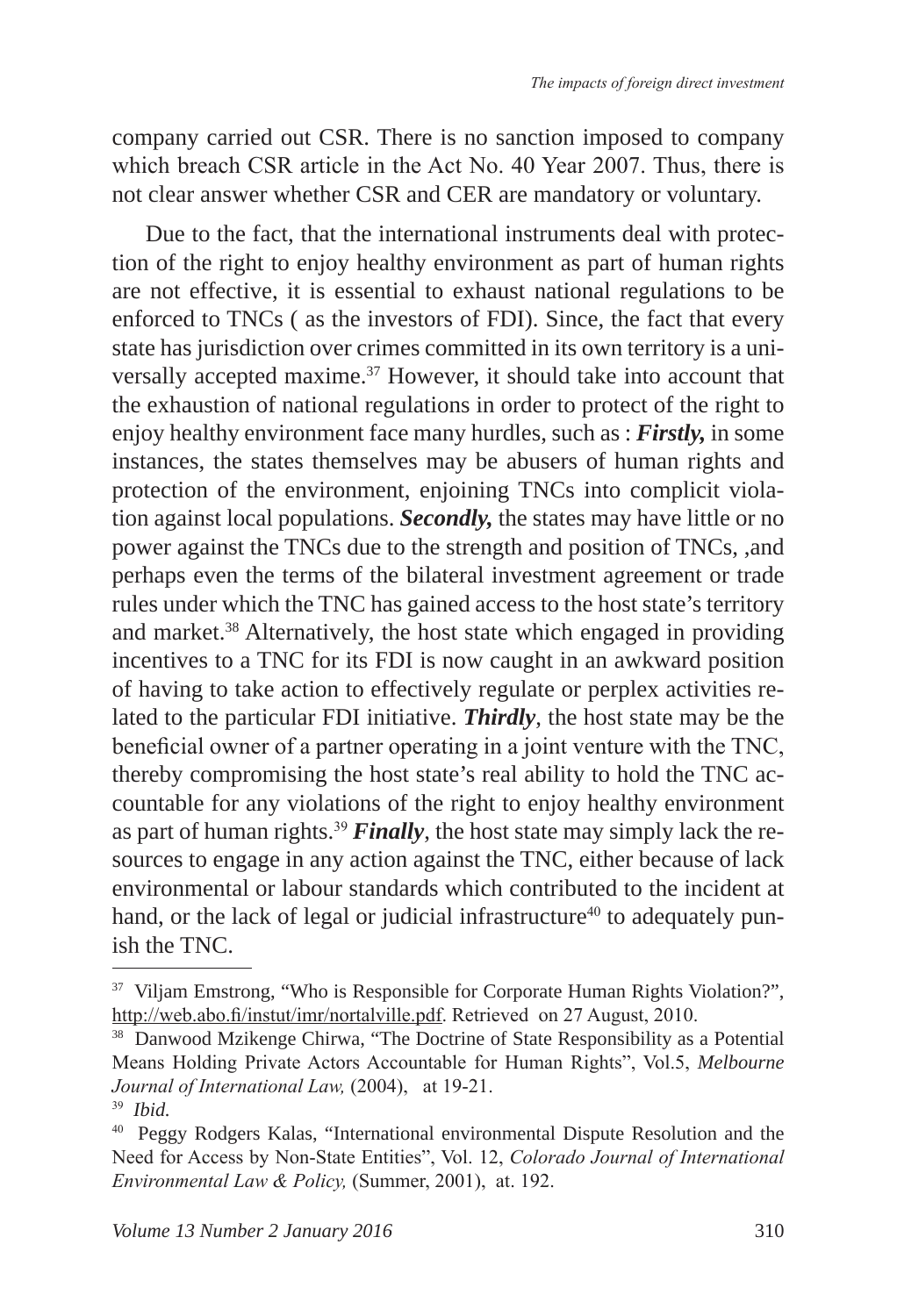company carried out CSR. There is no sanction imposed to company which breach CSR article in the Act No. 40 Year 2007. Thus, there is not clear answer whether CSR and CER are mandatory or voluntary.

Due to the fact, that the international instruments deal with protection of the right to enjoy healthy environment as part of human rights are not effective, it is essential to exhaust national regulations to be enforced to TNCs ( as the investors of FDI). Since, the fact that every state has jurisdiction over crimes committed in its own territory is a universally accepted maxime.[37] However, it should take into account that the exhaustion of national regulations in order to protect of the right to enjoy healthy environment face many hurdles, such as : ***Firstly,*** in some instances, the states themselves may be abusers of human rights and protection of the environment, enjoining TNCs into complicit violation against local populations. ***Secondly,*** the states may have little or no power against the TNCs due to the strength and position of TNCs, ,and perhaps even the terms of the bilateral investment agreement or trade rules under which the TNC has gained access to the host state's territory and market.[38] Alternatively, the host state which engaged in providing incentives to a TNC for its FDI is now caught in an awkward position of having to take action to effectively regulate or perplex activities related to the particular FDI initiative. ***Thirdly***, the host state may be the beneficial owner of a partner operating in a joint venture with the TNC, thereby compromising the host state's real ability to hold the TNC accountable for any violations of the right to enjoy healthy environment as part of human rights.[39] ***Finally***, the host state may simply lack the resources to engage in any action against the TNC, either because of lack environmental or labour standards which contributed to the incident at hand, or the lack of legal or judicial infrastructure[40] to adequately punish the TNC.

---

[37] Viljam Emstrong, "Who is Responsible for Corporate Human Rights Violation?", http://web.abo.fi/instut/imr/nortalville.pdf. Retrieved on 27 August, 2010.

[38] Danwood Mzikenge Chirwa, "The Doctrine of State Responsibility as a Potential Means Holding Private Actors Accountable for Human Rights", Vol.5, *Melbourne Journal of International Law,* (2004), at 19-21.

[39] *Ibid.*

[40] Peggy Rodgers Kalas, "International environmental Dispute Resolution and the Need for Access by Non-State Entities", Vol. 12, *Colorado Journal of International Environmental Law & Policy,* (Summer, 2001), at. 192.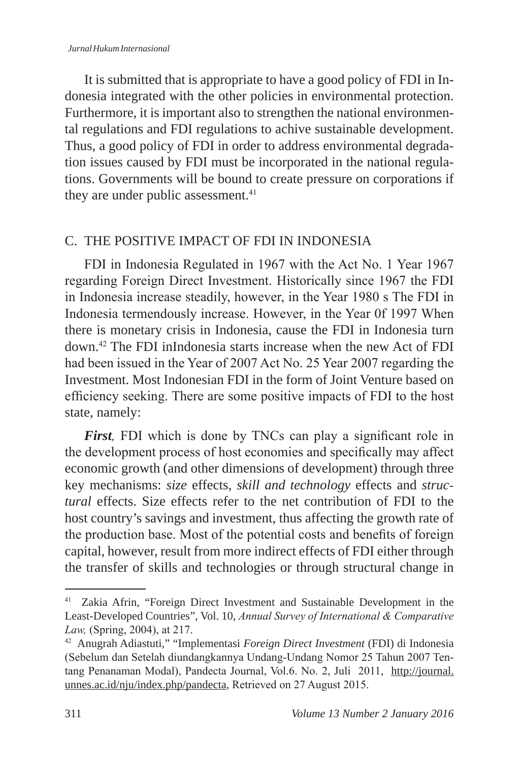It is submitted that is appropriate to have a good policy of FDI in Indonesia integrated with the other policies in environmental protection. Furthermore, it is important also to strengthen the national environmental regulations and FDI regulations to achive sustainable development. Thus, a good policy of FDI in order to address environmental degradation issues caused by FDI must be incorporated in the national regulations. Governments will be bound to create pressure on corporations if they are under public assessment.[41]

## C. THE POSITIVE IMPACT OF FDI IN INDONESIA

FDI in Indonesia Regulated in 1967 with the Act No. 1 Year 1967 regarding Foreign Direct Investment. Historically since 1967 the FDI in Indonesia increase steadily, however, in the Year 1980 s The FDI in Indonesia termendously increase. However, in the Year 0f 1997 When there is monetary crisis in Indonesia, cause the FDI in Indonesia turn down.[42] The FDI inIndonesia starts increase when the new Act of FDI had been issued in the Year of 2007 Act No. 25 Year 2007 regarding the Investment. Most Indonesian FDI in the form of Joint Venture based on efficiency seeking. There are some positive impacts of FDI to the host state, namely:

***First***, FDI which is done by TNCs can play a significant role in the development process of host economies and specifically may affect economic growth (and other dimensions of development) through three key mechanisms: *size* effects, *skill and technology* effects and *structural* effects. Size effects refer to the net contribution of FDI to the host country's savings and investment, thus affecting the growth rate of the production base. Most of the potential costs and benefits of foreign capital, however, result from more indirect effects of FDI either through the transfer of skills and technologies or through structural change in

---

[41] Zakia Afrin, "Foreign Direct Investment and Sustainable Development in the Least-Developed Countries", Vol. 10, *Annual Survey of International & Comparative Law,* (Spring, 2004), at 217.

[42] Anugrah Adiastuti," "Implementasi *Foreign Direct Investment* (FDI) di Indonesia (Sebelum dan Setelah diundangkannya Undang-Undang Nomor 25 Tahun 2007 Tentang Penanaman Modal), Pandecta Journal, Vol.6. No. 2, Juli 2011, http://journal.unnes.ac.id/nju/index.php/pandecta, Retrieved on 27 August 2015.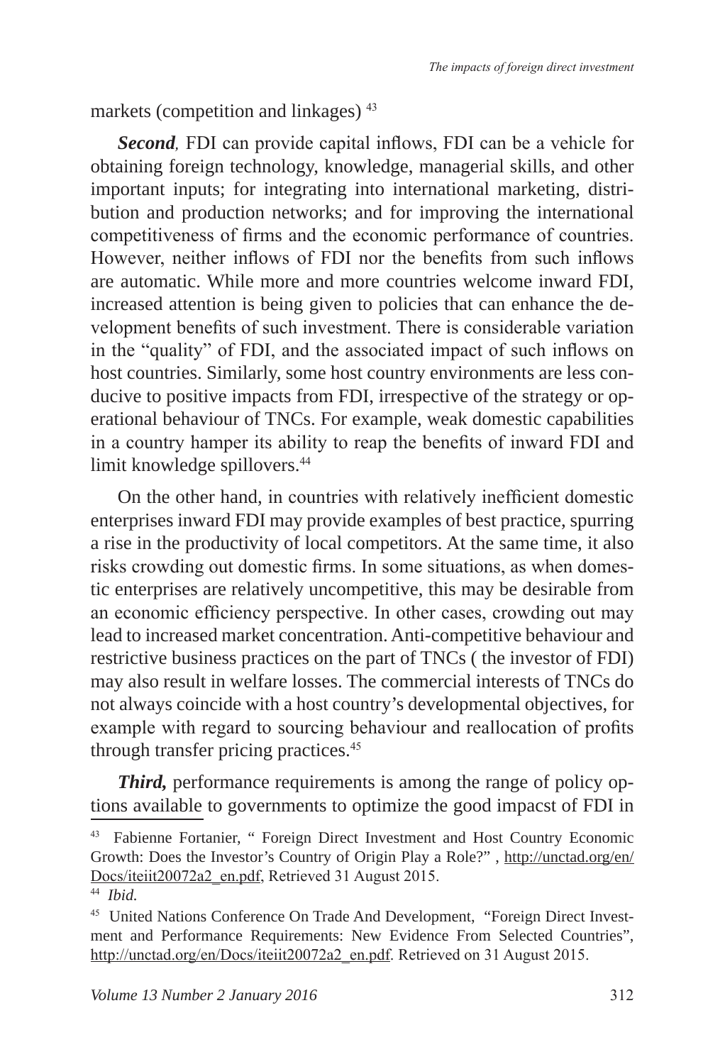markets (competition and linkages) [43]

***Second*,** FDI can provide capital inflows, FDI can be a vehicle for obtaining foreign technology, knowledge, managerial skills, and other important inputs; for integrating into international marketing, distribution and production networks; and for improving the international competitiveness of firms and the economic performance of countries. However, neither inflows of FDI nor the benefits from such inflows are automatic. While more and more countries welcome inward FDI, increased attention is being given to policies that can enhance the development benefits of such investment. There is considerable variation in the "quality" of FDI, and the associated impact of such inflows on host countries. Similarly, some host country environments are less conducive to positive impacts from FDI, irrespective of the strategy or operational behaviour of TNCs. For example, weak domestic capabilities in a country hamper its ability to reap the benefits of inward FDI and limit knowledge spillovers.[44]

On the other hand, in countries with relatively inefficient domestic enterprises inward FDI may provide examples of best practice, spurring a rise in the productivity of local competitors. At the same time, it also risks crowding out domestic firms. In some situations, as when domestic enterprises are relatively uncompetitive, this may be desirable from an economic efficiency perspective. In other cases, crowding out may lead to increased market concentration. Anti-competitive behaviour and restrictive business practices on the part of TNCs ( the investor of FDI) may also result in welfare losses. The commercial interests of TNCs do not always coincide with a host country's developmental objectives, for example with regard to sourcing behaviour and reallocation of profits through transfer pricing practices.[45]

***Third,*** performance requirements is among the range of policy options available to governments to optimize the good impacst of FDI in

---

[43] Fabienne Fortanier, " Foreign Direct Investment and Host Country Economic Growth: Does the Investor's Country of Origin Play a Role?" , http://unctad.org/en/Docs/iteiit20072a2_en.pdf, Retrieved 31 August 2015.

[44] *Ibid.*

[45] United Nations Conference On Trade And Development, "Foreign Direct Investment and Performance Requirements: New Evidence From Selected Countries", http://unctad.org/en/Docs/iteiit20072a2_en.pdf. Retrieved on 31 August 2015.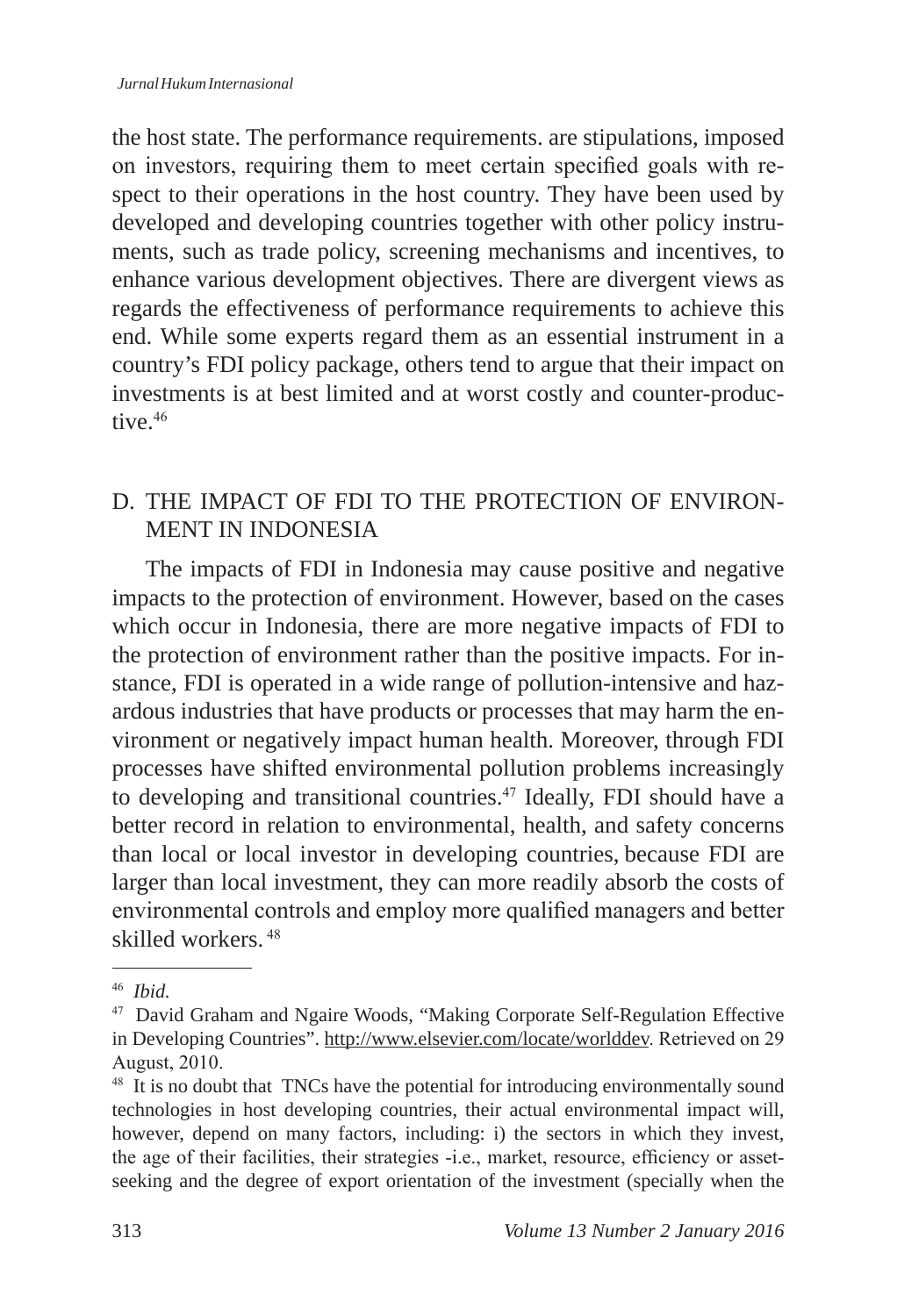the host state. The performance requirements. are stipulations, imposed on investors, requiring them to meet certain specified goals with respect to their operations in the host country. They have been used by developed and developing countries together with other policy instruments, such as trade policy, screening mechanisms and incentives, to enhance various development objectives. There are divergent views as regards the effectiveness of performance requirements to achieve this end. While some experts regard them as an essential instrument in a country's FDI policy package, others tend to argue that their impact on investments is at best limited and at worst costly and counter-productive.[46]

## D. THE IMPACT OF FDI TO THE PROTECTION OF ENVIRONMENT IN INDONESIA

The impacts of FDI in Indonesia may cause positive and negative impacts to the protection of environment. However, based on the cases which occur in Indonesia, there are more negative impacts of FDI to the protection of environment rather than the positive impacts. For instance, FDI is operated in a wide range of pollution-intensive and hazardous industries that have products or processes that may harm the environment or negatively impact human health. Moreover, through FDI processes have shifted environmental pollution problems increasingly to developing and transitional countries.[47] Ideally, FDI should have a better record in relation to environmental, health, and safety concerns than local or local investor in developing countries, because FDI are larger than local investment, they can more readily absorb the costs of environmental controls and employ more qualified managers and better skilled workers.[48]

---

[46] *Ibid.*

[47] David Graham and Ngaire Woods, "Making Corporate Self-Regulation Effective in Developing Countries". http://www.elsevier.com/locate/worlddev. Retrieved on 29 August, 2010.

[48] It is no doubt that TNCs have the potential for introducing environmentally sound technologies in host developing countries, their actual environmental impact will, however, depend on many factors, including: i) the sectors in which they invest, the age of their facilities, their strategies -i.e., market, resource, efficiency or asset-seeking and the degree of export orientation of the investment (specially when the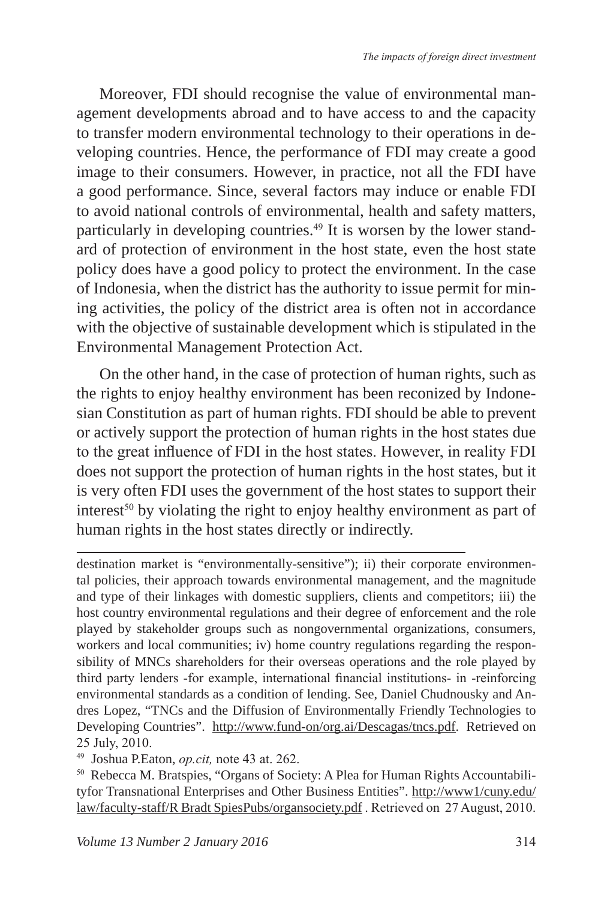Moreover, FDI should recognise the value of environmental management developments abroad and to have access to and the capacity to transfer modern environmental technology to their operations in developing countries. Hence, the performance of FDI may create a good image to their consumers. However, in practice, not all the FDI have a good performance. Since, several factors may induce or enable FDI to avoid national controls of environmental, health and safety matters, particularly in developing countries.[49] It is worsen by the lower standard of protection of environment in the host state, even the host state policy does have a good policy to protect the environment. In the case of Indonesia, when the district has the authority to issue permit for mining activities, the policy of the district area is often not in accordance with the objective of sustainable development which is stipulated in the Environmental Management Protection Act.

On the other hand, in the case of protection of human rights, such as the rights to enjoy healthy environment has been reconized by Indonesian Constitution as part of human rights. FDI should be able to prevent or actively support the protection of human rights in the host states due to the great influence of FDI in the host states. However, in reality FDI does not support the protection of human rights in the host states, but it is very often FDI uses the government of the host states to support their interest[50] by violating the right to enjoy healthy environment as part of human rights in the host states directly or indirectly.

---

destination market is "environmentally-sensitive"); ii) their corporate environmental policies, their approach towards environmental management, and the magnitude and type of their linkages with domestic suppliers, clients and competitors; iii) the host country environmental regulations and their degree of enforcement and the role played by stakeholder groups such as nongovernmental organizations, consumers, workers and local communities; iv) home country regulations regarding the responsibility of MNCs shareholders for their overseas operations and the role played by third party lenders -for example, international financial institutions- in -reinforcing environmental standards as a condition of lending. See, Daniel Chudnousky and Andres Lopez, "TNCs and the Diffusion of Environmentally Friendly Technologies to Developing Countries". http://www.fund-on/org.ai/Descagas/tncs.pdf. Retrieved on 25 July, 2010.

[49] Joshua P.Eaton, *op.cit,* note 43 at. 262.

[50] Rebecca M. Bratspies, "Organs of Society: A Plea for Human Rights Accountabilityfor Transnational Enterprises and Other Business Entities". http://www1/cuny.edu/law/faculty-staff/R Bradt SpiesPubs/organsociety.pdf . Retrieved on 27 August, 2010.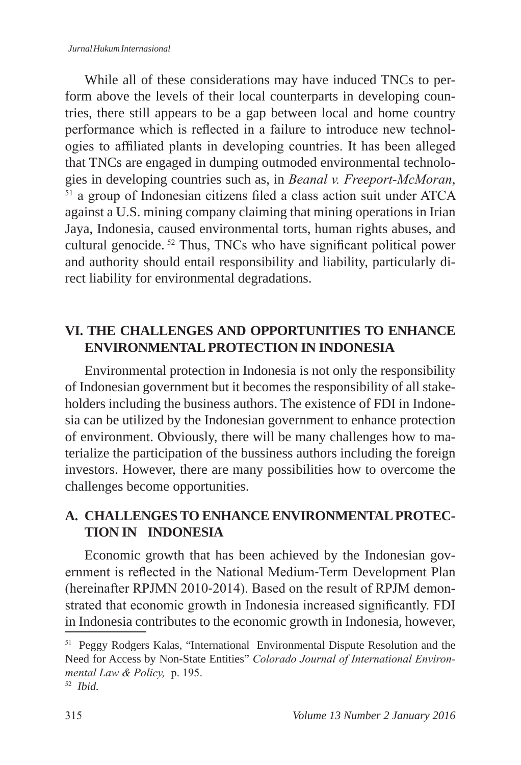While all of these considerations may have induced TNCs to perform above the levels of their local counterparts in developing countries, there still appears to be a gap between local and home country performance which is reflected in a failure to introduce new technologies to affiliated plants in developing countries. It has been alleged that TNCs are engaged in dumping outmoded environmental technologies in developing countries such as, in *Beanal v. Freeport-McMoran*, [51] a group of Indonesian citizens filed a class action suit under ATCA against a U.S. mining company claiming that mining operations in Irian Jaya, Indonesia, caused environmental torts, human rights abuses, and cultural genocide. [52] Thus, TNCs who have significant political power and authority should entail responsibility and liability, particularly direct liability for environmental degradations.

## VI. THE CHALLENGES AND OPPORTUNITIES TO ENHANCE ENVIRONMENTAL PROTECTION IN INDONESIA

Environmental protection in Indonesia is not only the responsibility of Indonesian government but it becomes the responsibility of all stakeholders including the business authors. The existence of FDI in Indonesia can be utilized by the Indonesian government to enhance protection of environment. Obviously, there will be many challenges how to materialize the participation of the bussiness authors including the foreign investors. However, there are many possibilities how to overcome the challenges become opportunities.

### A. CHALLENGES TO ENHANCE ENVIRONMENTAL PROTECTION IN INDONESIA

Economic growth that has been achieved by the Indonesian government is reflected in the National Medium-Term Development Plan (hereinafter RPJMN 2010-2014). Based on the result of RPJM demonstrated that economic growth in Indonesia increased significantly. FDI in Indonesia contributes to the economic growth in Indonesia, however,

---

[51] Peggy Rodgers Kalas, "International Environmental Dispute Resolution and the Need for Access by Non-State Entities" *Colorado Journal of International Environmental Law & Policy,* p. 195.

[52] *Ibid.*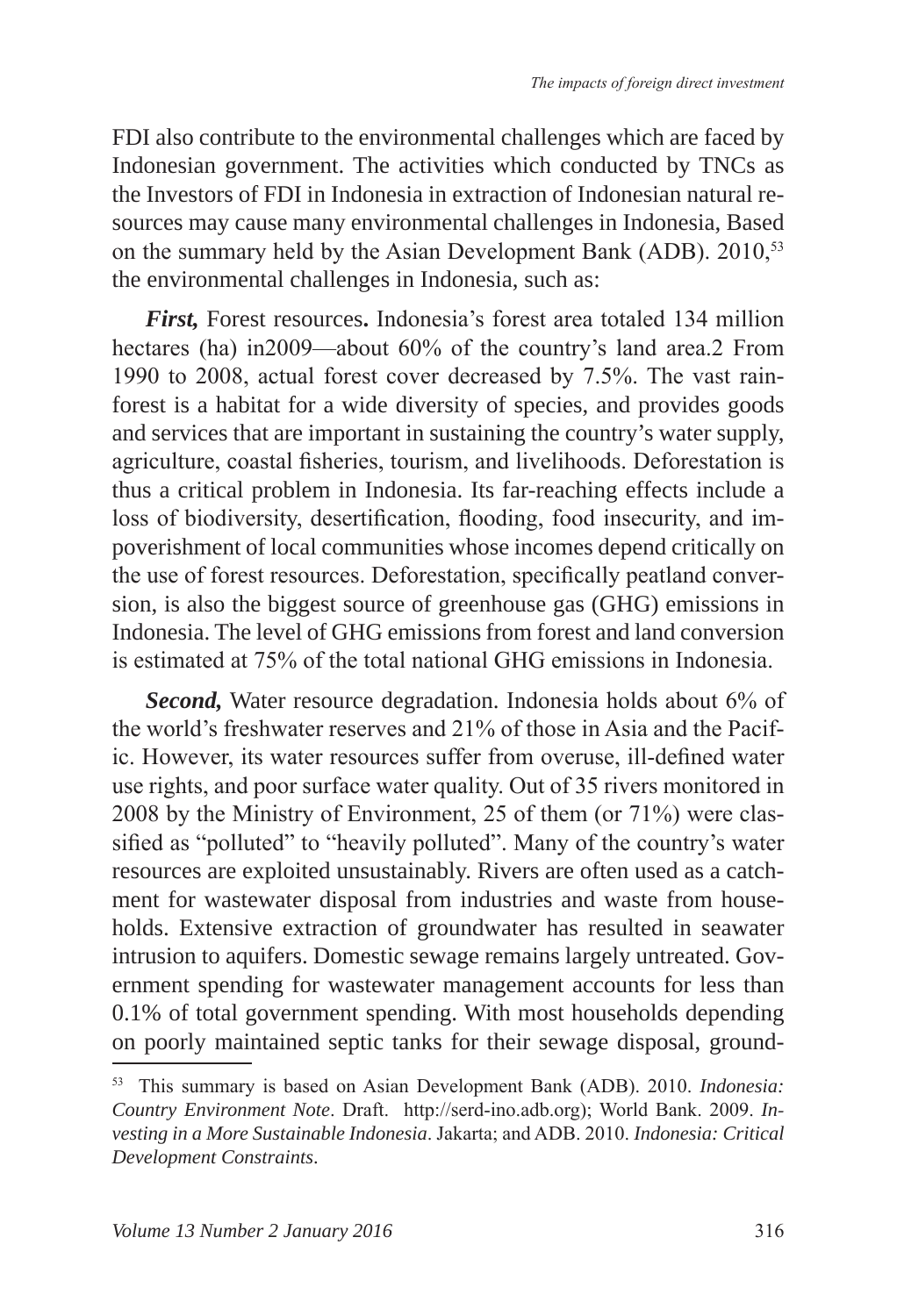FDI also contribute to the environmental challenges which are faced by Indonesian government. The activities which conducted by TNCs as the Investors of FDI in Indonesia in extraction of Indonesian natural resources may cause many environmental challenges in Indonesia, Based on the summary held by the Asian Development Bank (ADB). 2010,[53] the environmental challenges in Indonesia, such as:

***First,*** Forest resources**.** Indonesia's forest area totaled 134 million hectares (ha) in2009—about 60% of the country's land area.2 From 1990 to 2008, actual forest cover decreased by 7.5%. The vast rainforest is a habitat for a wide diversity of species, and provides goods and services that are important in sustaining the country's water supply, agriculture, coastal fisheries, tourism, and livelihoods. Deforestation is thus a critical problem in Indonesia. Its far-reaching effects include a loss of biodiversity, desertification, flooding, food insecurity, and impoverishment of local communities whose incomes depend critically on the use of forest resources. Deforestation, specifically peatland conversion, is also the biggest source of greenhouse gas (GHG) emissions in Indonesia. The level of GHG emissions from forest and land conversion is estimated at 75% of the total national GHG emissions in Indonesia.

***Second,*** Water resource degradation. Indonesia holds about 6% of the world's freshwater reserves and 21% of those in Asia and the Pacific. However, its water resources suffer from overuse, ill-defined water use rights, and poor surface water quality. Out of 35 rivers monitored in 2008 by the Ministry of Environment, 25 of them (or 71%) were classified as "polluted" to "heavily polluted". Many of the country's water resources are exploited unsustainably. Rivers are often used as a catchment for wastewater disposal from industries and waste from households. Extensive extraction of groundwater has resulted in seawater intrusion to aquifers. Domestic sewage remains largely untreated. Government spending for wastewater management accounts for less than 0.1% of total government spending. With most households depending on poorly maintained septic tanks for their sewage disposal, ground-

---

[53] This summary is based on Asian Development Bank (ADB). 2010. *Indonesia: Country Environment Note*. Draft. http://serd-ino.adb.org); World Bank. 2009. *Investing in a More Sustainable Indonesia*. Jakarta; and ADB. 2010. *Indonesia: Critical Development Constraints*.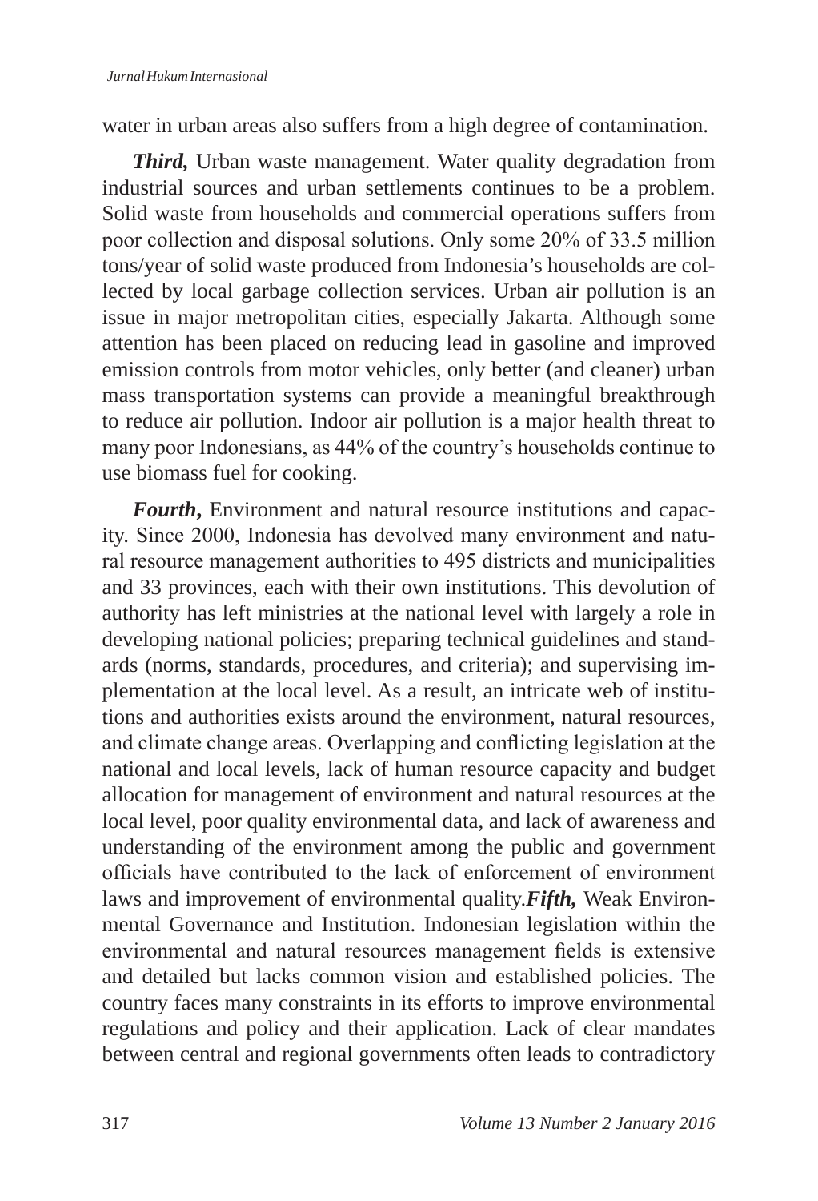water in urban areas also suffers from a high degree of contamination.

***Third,*** Urban waste management. Water quality degradation from industrial sources and urban settlements continues to be a problem. Solid waste from households and commercial operations suffers from poor collection and disposal solutions. Only some 20% of 33.5 million tons/year of solid waste produced from Indonesia's households are collected by local garbage collection services. Urban air pollution is an issue in major metropolitan cities, especially Jakarta. Although some attention has been placed on reducing lead in gasoline and improved emission controls from motor vehicles, only better (and cleaner) urban mass transportation systems can provide a meaningful breakthrough to reduce air pollution. Indoor air pollution is a major health threat to many poor Indonesians, as 44% of the country's households continue to use biomass fuel for cooking.

***Fourth,*** Environment and natural resource institutions and capacity. Since 2000, Indonesia has devolved many environment and natural resource management authorities to 495 districts and municipalities and 33 provinces, each with their own institutions. This devolution of authority has left ministries at the national level with largely a role in developing national policies; preparing technical guidelines and standards (norms, standards, procedures, and criteria); and supervising implementation at the local level. As a result, an intricate web of institutions and authorities exists around the environment, natural resources, and climate change areas. Overlapping and conflicting legislation at the national and local levels, lack of human resource capacity and budget allocation for management of environment and natural resources at the local level, poor quality environmental data, and lack of awareness and understanding of the environment among the public and government officials have contributed to the lack of enforcement of environment laws and improvement of environmental quality.***Fifth,*** Weak Environmental Governance and Institution. Indonesian legislation within the environmental and natural resources management fields is extensive and detailed but lacks common vision and established policies. The country faces many constraints in its efforts to improve environmental regulations and policy and their application. Lack of clear mandates between central and regional governments often leads to contradictory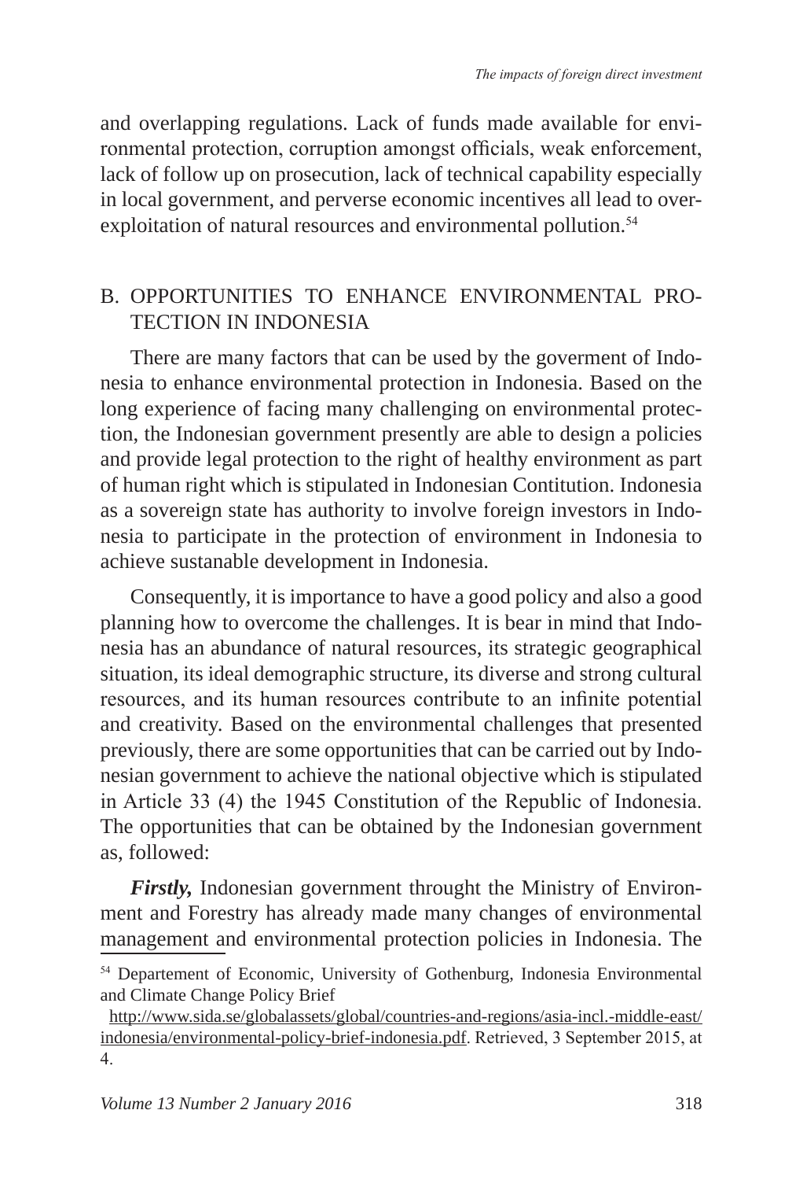and overlapping regulations. Lack of funds made available for environmental protection, corruption amongst officials, weak enforcement, lack of follow up on prosecution, lack of technical capability especially in local government, and perverse economic incentives all lead to over-exploitation of natural resources and environmental pollution.[54]

## B. OPPORTUNITIES TO ENHANCE ENVIRONMENTAL PROTECTION IN INDONESIA

There are many factors that can be used by the goverment of Indonesia to enhance environmental protection in Indonesia. Based on the long experience of facing many challenging on environmental protection, the Indonesian government presently are able to design a policies and provide legal protection to the right of healthy environment as part of human right which is stipulated in Indonesian Contitution. Indonesia as a sovereign state has authority to involve foreign investors in Indonesia to participate in the protection of environment in Indonesia to achieve sustanable development in Indonesia.

Consequently, it is importance to have a good policy and also a good planning how to overcome the challenges. It is bear in mind that Indonesia has an abundance of natural resources, its strategic geographical situation, its ideal demographic structure, its diverse and strong cultural resources, and its human resources contribute to an infinite potential and creativity. Based on the environmental challenges that presented previously, there are some opportunities that can be carried out by Indonesian government to achieve the national objective which is stipulated in Article 33 (4) the 1945 Constitution of the Republic of Indonesia. The opportunities that can be obtained by the Indonesian government as, followed:

***Firstly,*** Indonesian government throught the Ministry of Environment and Forestry has already made many changes of environmental management and environmental protection policies in Indonesia. The

---

[54] Departement of Economic, University of Gothenburg, Indonesia Environmental and Climate Change Policy Brief http://www.sida.se/globalassets/global/countries-and-regions/asia-incl.-middle-east/indonesia/environmental-policy-brief-indonesia.pdf. Retrieved, 3 September 2015, at 4.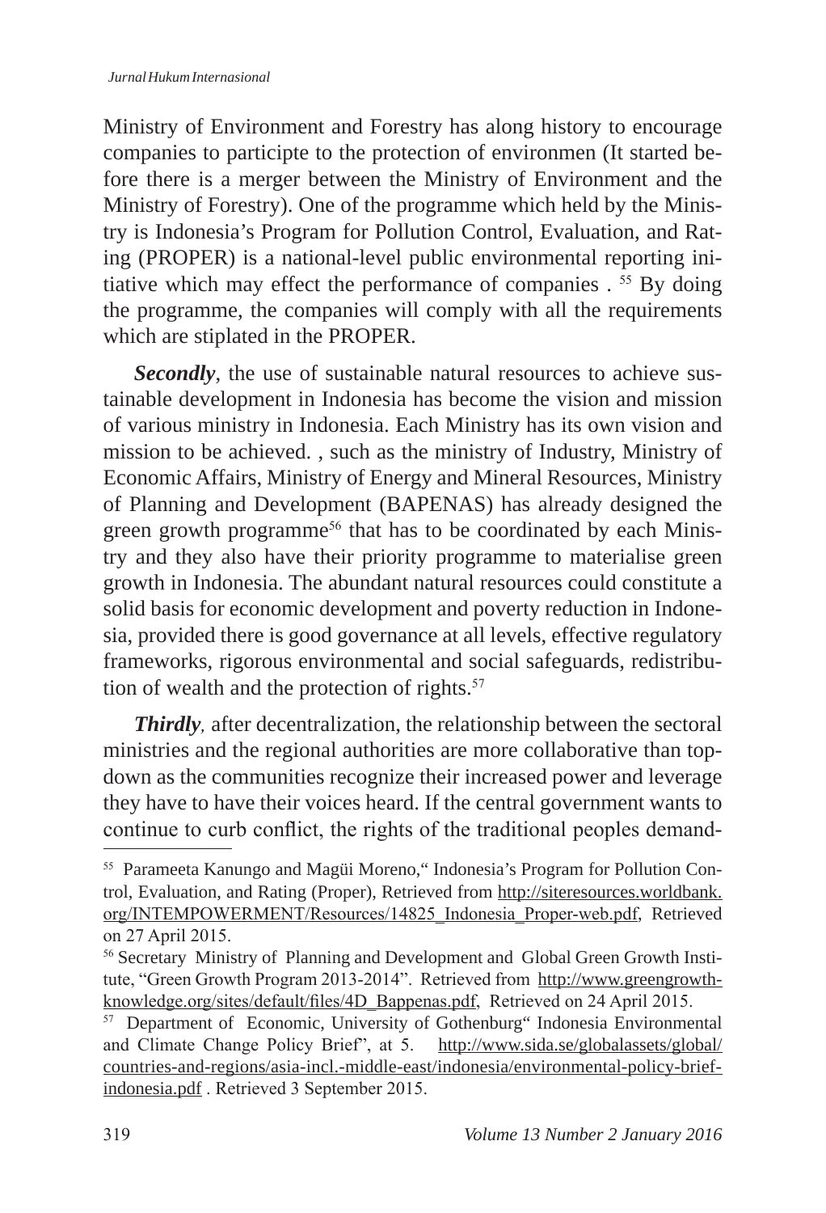Ministry of Environment and Forestry has along history to encourage companies to participte to the protection of environmen (It started before there is a merger between the Ministry of Environment and the Ministry of Forestry). One of the programme which held by the Ministry is Indonesia's Program for Pollution Control, Evaluation, and Rating (PROPER) is a national-level public environmental reporting initiative which may effect the performance of companies . [55] By doing the programme, the companies will comply with all the requirements which are stiplated in the PROPER.

***Secondly***, the use of sustainable natural resources to achieve sustainable development in Indonesia has become the vision and mission of various ministry in Indonesia. Each Ministry has its own vision and mission to be achieved. , such as the ministry of Industry, Ministry of Economic Affairs, Ministry of Energy and Mineral Resources, Ministry of Planning and Development (BAPENAS) has already designed the green growth programme[56] that has to be coordinated by each Ministry and they also have their priority programme to materialise green growth in Indonesia. The abundant natural resources could constitute a solid basis for economic development and poverty reduction in Indonesia, provided there is good governance at all levels, effective regulatory frameworks, rigorous environmental and social safeguards, redistribution of wealth and the protection of rights.[57]

***Thirdly***, after decentralization, the relationship between the sectoral ministries and the regional authorities are more collaborative than top-down as the communities recognize their increased power and leverage they have to have their voices heard. If the central government wants to continue to curb conflict, the rights of the traditional peoples demand-

---

[55] Parameeta Kanungo and Magüi Moreno," Indonesia's Program for Pollution Control, Evaluation, and Rating (Proper), Retrieved from http://siteresources.worldbank.org/INTEMPOWERMENT/Resources/14825_Indonesia_Proper-web.pdf, Retrieved on 27 April 2015.

[56] Secretary Ministry of Planning and Development and Global Green Growth Institute, "Green Growth Program 2013-2014". Retrieved from http://www.greengrowthknowledge.org/sites/default/files/4D_Bappenas.pdf, Retrieved on 24 April 2015.

[57] Department of Economic, University of Gothenburg" Indonesia Environmental and Climate Change Policy Brief", at 5. http://www.sida.se/globalassets/global/countries-and-regions/asia-incl.-middle-east/indonesia/environmental-policy-brief-indonesia.pdf . Retrieved 3 September 2015.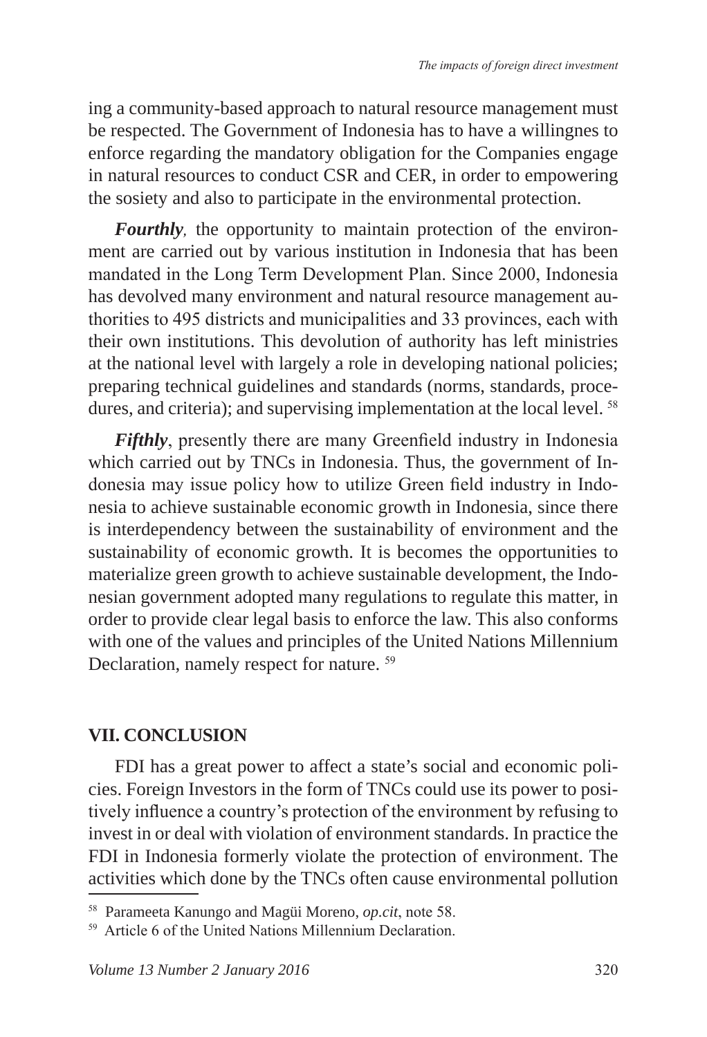ing a community-based approach to natural resource management must be respected. The Government of Indonesia has to have a willingnes to enforce regarding the mandatory obligation for the Companies engage in natural resources to conduct CSR and CER, in order to empowering the sosiety and also to participate in the environmental protection.

***Fourthly**,* the opportunity to maintain protection of the environment are carried out by various institution in Indonesia that has been mandated in the Long Term Development Plan. Since 2000, Indonesia has devolved many environment and natural resource management authorities to 495 districts and municipalities and 33 provinces, each with their own institutions. This devolution of authority has left ministries at the national level with largely a role in developing national policies; preparing technical guidelines and standards (norms, standards, procedures, and criteria); and supervising implementation at the local level. [58]

***Fifthly***, presently there are many Greenfield industry in Indonesia which carried out by TNCs in Indonesia. Thus, the government of Indonesia may issue policy how to utilize Green field industry in Indonesia to achieve sustainable economic growth in Indonesia, since there is interdependency between the sustainability of environment and the sustainability of economic growth. It is becomes the opportunities to materialize green growth to achieve sustainable development, the Indonesian government adopted many regulations to regulate this matter, in order to provide clear legal basis to enforce the law. This also conforms with one of the values and principles of the United Nations Millennium Declaration, namely respect for nature. [59]

## VII. CONCLUSION

FDI has a great power to affect a state's social and economic policies. Foreign Investors in the form of TNCs could use its power to positively influence a country's protection of the environment by refusing to invest in or deal with violation of environment standards. In practice the FDI in Indonesia formerly violate the protection of environment. The activities which done by the TNCs often cause environmental pollution

---

[58] Parameeta Kanungo and Magüi Moreno, *op.cit*, note 58.

[59] Article 6 of the United Nations Millennium Declaration.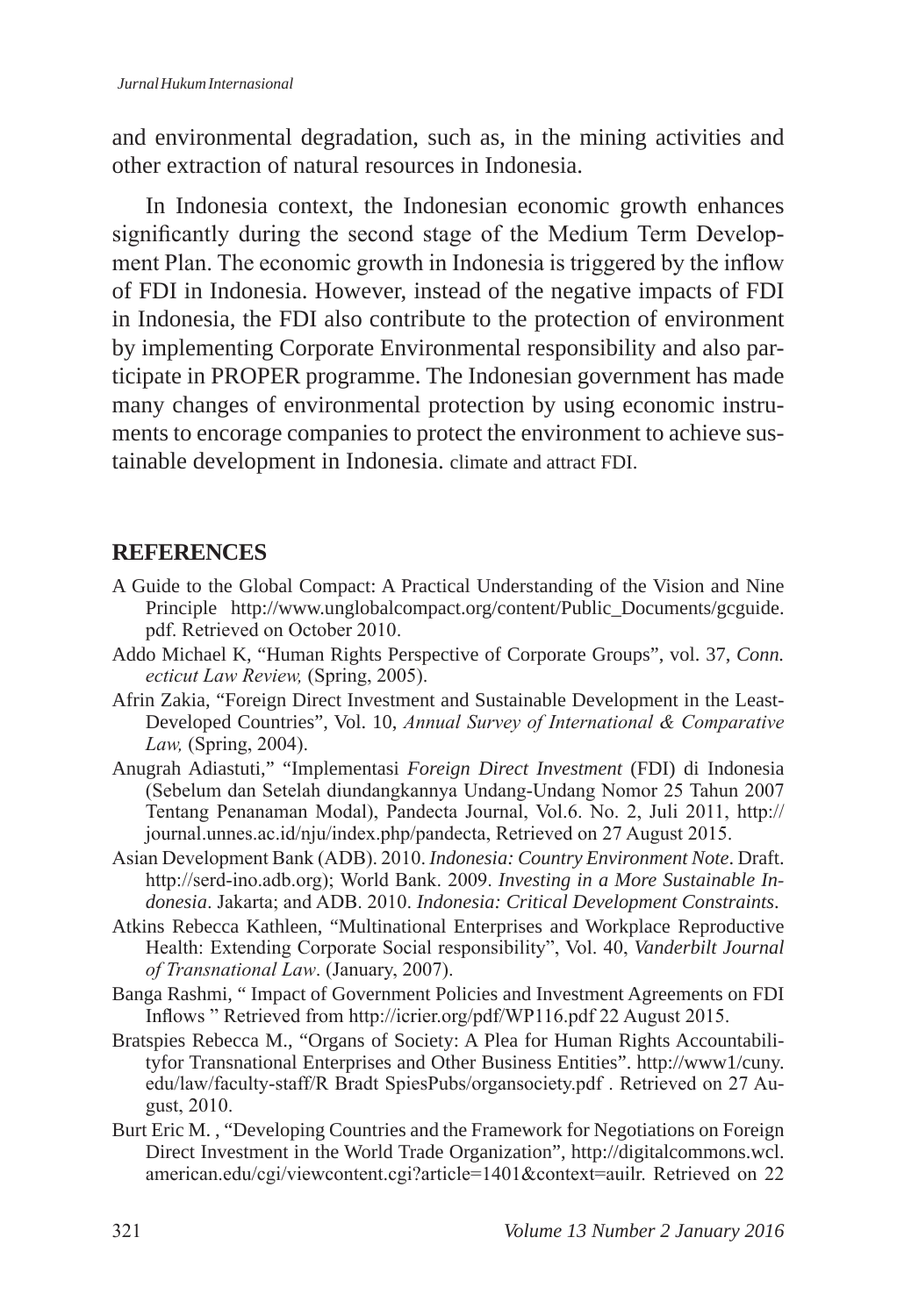and environmental degradation, such as, in the mining activities and other extraction of natural resources in Indonesia.

In Indonesia context, the Indonesian economic growth enhances significantly during the second stage of the Medium Term Development Plan. The economic growth in Indonesia is triggered by the inflow of FDI in Indonesia. However, instead of the negative impacts of FDI in Indonesia, the FDI also contribute to the protection of environment by implementing Corporate Environmental responsibility and also participate in PROPER programme. The Indonesian government has made many changes of environmental protection by using economic instruments to encorage companies to protect the environment to achieve sustainable development in Indonesia. climate and attract FDI.

## REFERENCES

A Guide to the Global Compact: A Practical Understanding of the Vision and Nine Principle http://www.unglobalcompact.org/content/Public_Documents/gcguide.pdf. Retrieved on October 2010.

Addo Michael K, "Human Rights Perspective of Corporate Groups", vol. 37, *Conn. ecticut Law Review,* (Spring, 2005).

Afrin Zakia, "Foreign Direct Investment and Sustainable Development in the Least-Developed Countries", Vol. 10, *Annual Survey of International & Comparative Law,* (Spring, 2004).

Anugrah Adiastuti," "Implementasi *Foreign Direct Investment* (FDI) di Indonesia (Sebelum dan Setelah diundangkannya Undang-Undang Nomor 25 Tahun 2007 Tentang Penanaman Modal), Pandecta Journal, Vol.6. No. 2, Juli 2011, http://journal.unnes.ac.id/nju/index.php/pandecta, Retrieved on 27 August 2015.

Asian Development Bank (ADB). 2010. *Indonesia: Country Environment Note*. Draft. http://serd-ino.adb.org); World Bank. 2009. *Investing in a More Sustainable Indonesia*. Jakarta; and ADB. 2010. *Indonesia: Critical Development Constraints*.

Atkins Rebecca Kathleen, "Multinational Enterprises and Workplace Reproductive Health: Extending Corporate Social responsibility", Vol. 40, *Vanderbilt Journal of Transnational Law*. (January, 2007).

Banga Rashmi, " Impact of Government Policies and Investment Agreements on FDI Inflows " Retrieved from http://icrier.org/pdf/WP116.pdf 22 August 2015.

Bratspies Rebecca M., "Organs of Society: A Plea for Human Rights Accountabilityfor Transnational Enterprises and Other Business Entities". http://www1/cuny.edu/law/faculty-staff/R Bradt SpiesPubs/organsociety.pdf . Retrieved on 27 August, 2010.

Burt Eric M. , "Developing Countries and the Framework for Negotiations on Foreign Direct Investment in the World Trade Organization", http://digitalcommons.wcl.american.edu/cgi/viewcontent.cgi?article=1401&context=auilr. Retrieved on 22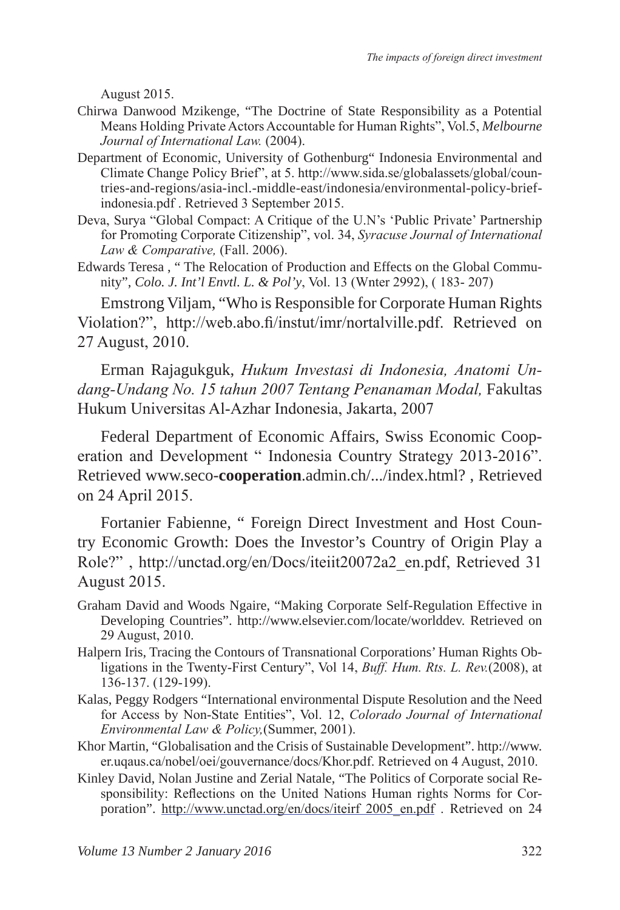August 2015.

Chirwa Danwood Mzikenge, "The Doctrine of State Responsibility as a Potential Means Holding Private Actors Accountable for Human Rights", Vol.5, *Melbourne Journal of International Law.* (2004).

Department of Economic, University of Gothenburg" Indonesia Environmental and Climate Change Policy Brief", at 5. http://www.sida.se/globalassets/global/countries-and-regions/asia-incl.-middle-east/indonesia/environmental-policy-brief-indonesia.pdf . Retrieved 3 September 2015.

Deva, Surya "Global Compact: A Critique of the U.N's 'Public Private' Partnership for Promoting Corporate Citizenship", vol. 34, *Syracuse Journal of International Law & Comparative,* (Fall. 2006).

Edwards Teresa , " The Relocation of Production and Effects on the Global Community", *Colo. J. Int'l Envtl. L. & Pol'y*, Vol. 13 (Wnter 2992), ( 183- 207)

Emstrong Viljam, "Who is Responsible for Corporate Human Rights Violation?", http://web.abo.fi/instut/imr/nortalville.pdf. Retrieved on 27 August, 2010.

Erman Rajagukguk, *Hukum Investasi di Indonesia, Anatomi Undang-Undang No. 15 tahun 2007 Tentang Penanaman Modal,* Fakultas Hukum Universitas Al-Azhar Indonesia, Jakarta, 2007

Federal Department of Economic Affairs, Swiss Economic Cooperation and Development " Indonesia Country Strategy 2013-2016". Retrieved www.seco-**cooperation**.admin.ch/.../index.html? , Retrieved on 24 April 2015.

Fortanier Fabienne, " Foreign Direct Investment and Host Country Economic Growth: Does the Investor's Country of Origin Play a Role?" , http://unctad.org/en/Docs/iteiit20072a2_en.pdf, Retrieved 31 August 2015.

Graham David and Woods Ngaire, "Making Corporate Self-Regulation Effective in Developing Countries". http://www.elsevier.com/locate/worlddev. Retrieved on 29 August, 2010.

Halpern Iris, Tracing the Contours of Transnational Corporations' Human Rights Obligations in the Twenty-First Century", Vol 14, *Buff. Hum. Rts. L. Rev.*(2008), at 136-137. (129-199).

Kalas, Peggy Rodgers "International environmental Dispute Resolution and the Need for Access by Non-State Entities", Vol. 12, *Colorado Journal of International Environmental Law & Policy,*(Summer, 2001).

Khor Martin, "Globalisation and the Crisis of Sustainable Development". http://www.er.uqaus.ca/nobel/oei/gouvernance/docs/Khor.pdf. Retrieved on 4 August, 2010.

Kinley David, Nolan Justine and Zerial Natale, "The Politics of Corporate social Responsibility: Reflections on the United Nations Human rights Norms for Corporation". http://www.unctad.org/en/docs/iteirf_2005_en.pdf . Retrieved on 24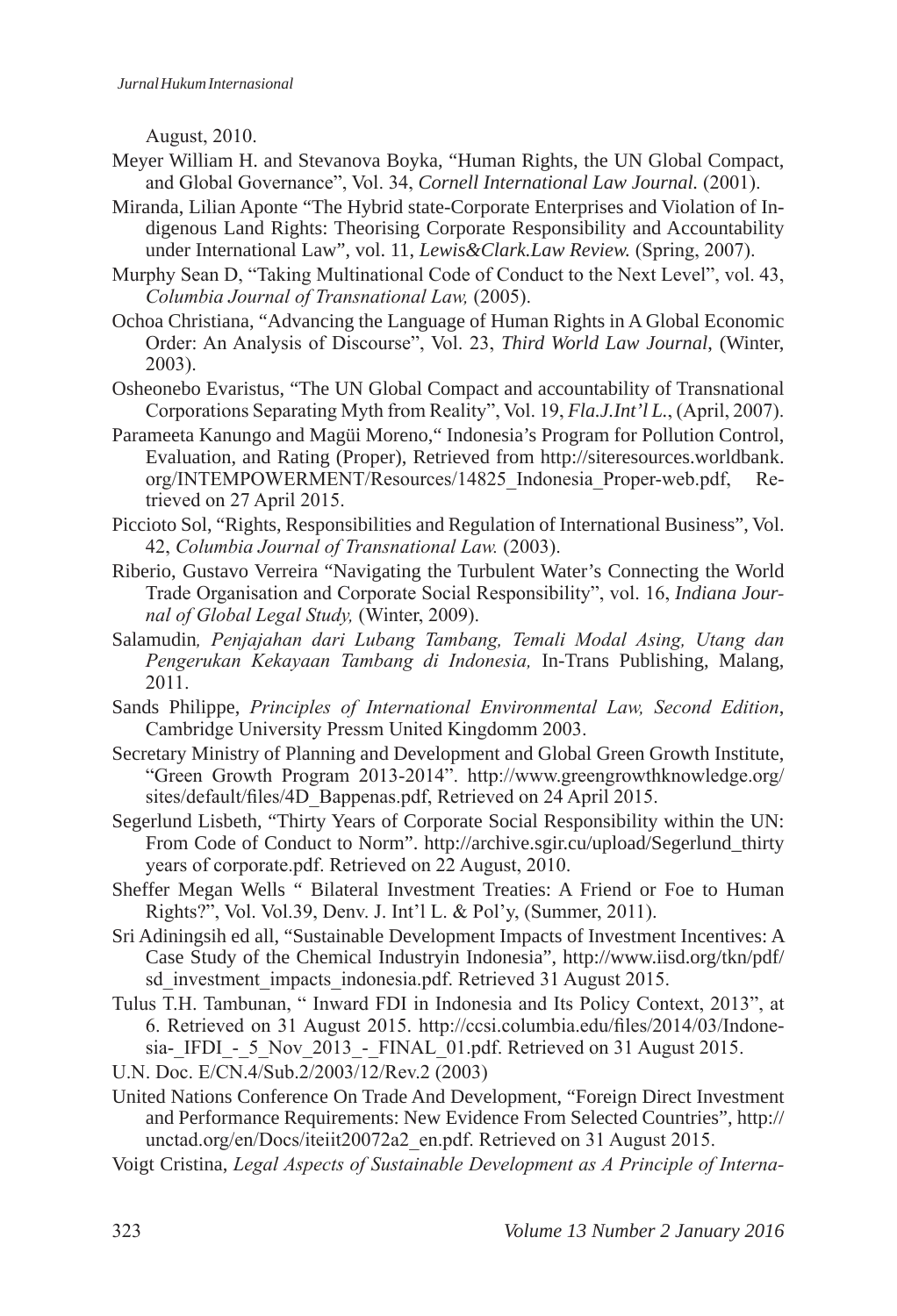August, 2010.

Meyer William H. and Stevanova Boyka, "Human Rights, the UN Global Compact, and Global Governance", Vol. 34, *Cornell International Law Journal.* (2001).

Miranda, Lilian Aponte "The Hybrid state-Corporate Enterprises and Violation of Indigenous Land Rights: Theorising Corporate Responsibility and Accountability under International Law", vol. 11, *Lewis&Clark.Law Review.* (Spring, 2007).

Murphy Sean D, "Taking Multinational Code of Conduct to the Next Level", vol. 43, *Columbia Journal of Transnational Law,* (2005).

Ochoa Christiana, "Advancing the Language of Human Rights in A Global Economic Order: An Analysis of Discourse", Vol. 23, *Third World Law Journal*, (Winter, 2003).

Osheonebo Evaristus, "The UN Global Compact and accountability of Transnational Corporations Separating Myth from Reality", Vol. 19, *Fla.J.Int'l L.*, (April, 2007).

Parameeta Kanungo and Magüi Moreno," Indonesia's Program for Pollution Control, Evaluation, and Rating (Proper), Retrieved from http://siteresources.worldbank.org/INTEMPOWERMENT/Resources/14825_Indonesia_Proper-web.pdf, Retrieved on 27 April 2015.

Piccioto Sol, "Rights, Responsibilities and Regulation of International Business", Vol. 42, *Columbia Journal of Transnational Law.* (2003).

Riberio, Gustavo Verreira "Navigating the Turbulent Water's Connecting the World Trade Organisation and Corporate Social Responsibility", vol. 16, *Indiana Journal of Global Legal Study,* (Winter, 2009).

Salamudin*, Penjajahan dari Lubang Tambang, Temali Modal Asing, Utang dan Pengerukan Kekayaan Tambang di Indonesia,* In-Trans Publishing, Malang, 2011.

Sands Philippe, *Principles of International Environmental Law, Second Edition*, Cambridge University Pressm United Kingdomm 2003.

Secretary Ministry of Planning and Development and Global Green Growth Institute, "Green Growth Program 2013-2014". http://www.greengrowthknowledge.org/sites/default/files/4D_Bappenas.pdf, Retrieved on 24 April 2015.

Segerlund Lisbeth, "Thirty Years of Corporate Social Responsibility within the UN: From Code of Conduct to Norm". http://archive.sgir.cu/upload/Segerlund_thirty years of corporate.pdf. Retrieved on 22 August, 2010.

Sheffer Megan Wells " Bilateral Investment Treaties: A Friend or Foe to Human Rights?", Vol. Vol.39, Denv. J. Int'l L. & Pol'y, (Summer, 2011).

Sri Adiningsih ed all, "Sustainable Development Impacts of Investment Incentives: A Case Study of the Chemical Industryin Indonesia", http://www.iisd.org/tkn/pdf/sd_investment_impacts_indonesia.pdf. Retrieved 31 August 2015.

Tulus T.H. Tambunan, " Inward FDI in Indonesia and Its Policy Context, 2013", at 6. Retrieved on 31 August 2015. http://ccsi.columbia.edu/files/2014/03/Indonesia-_IFDI_-_5_Nov_2013_-_FINAL_01.pdf. Retrieved on 31 August 2015.

U.N. Doc. E/CN.4/Sub.2/2003/12/Rev.2 (2003)

United Nations Conference On Trade And Development, "Foreign Direct Investment and Performance Requirements: New Evidence From Selected Countries", http://unctad.org/en/Docs/iteiit20072a2_en.pdf. Retrieved on 31 August 2015.

Voigt Cristina, *Legal Aspects of Sustainable Development as A Principle of Interna-*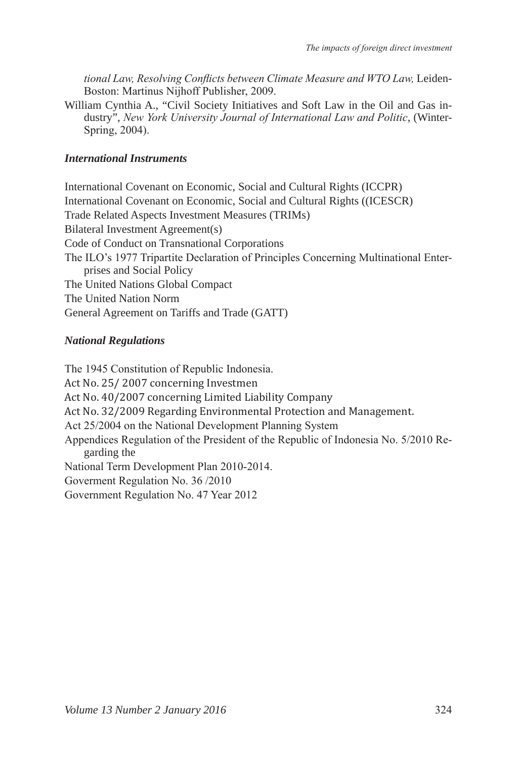*tional Law, Resolving Conflicts between Climate Measure and WTO Law,* Leiden-Boston: Martinus Nijhoff Publisher, 2009.

William Cynthia A., "Civil Society Initiatives and Soft Law in the Oil and Gas industry", *New York University Journal of International Law and Politic*, (Winter-Spring, 2004).

### *International Instruments*

International Covenant on Economic, Social and Cultural Rights (ICCPR)
International Covenant on Economic, Social and Cultural Rights ((ICESCR)
Trade Related Aspects Investment Measures (TRIMs)
Bilateral Investment Agreement(s)
Code of Conduct on Transnational Corporations
The ILO's 1977 Tripartite Declaration of Principles Concerning Multinational Enterprises and Social Policy
The United Nations Global Compact
The United Nation Norm
General Agreement on Tariffs and Trade (GATT)

### *National Regulations*

The 1945 Constitution of Republic Indonesia.
Act No. 25/ 2007 concerning Investmen
Act No. 40/2007 concerning Limited Liability Company
Act No. 32/2009 Regarding Environmental Protection and Management.
Act 25/2004 on the National Development Planning System
Appendices Regulation of the President of the Republic of Indonesia No. 5/2010 Regarding the
National Term Development Plan 2010-2014.
Goverment Regulation No. 36 /2010
Government Regulation No. 47 Year 2012